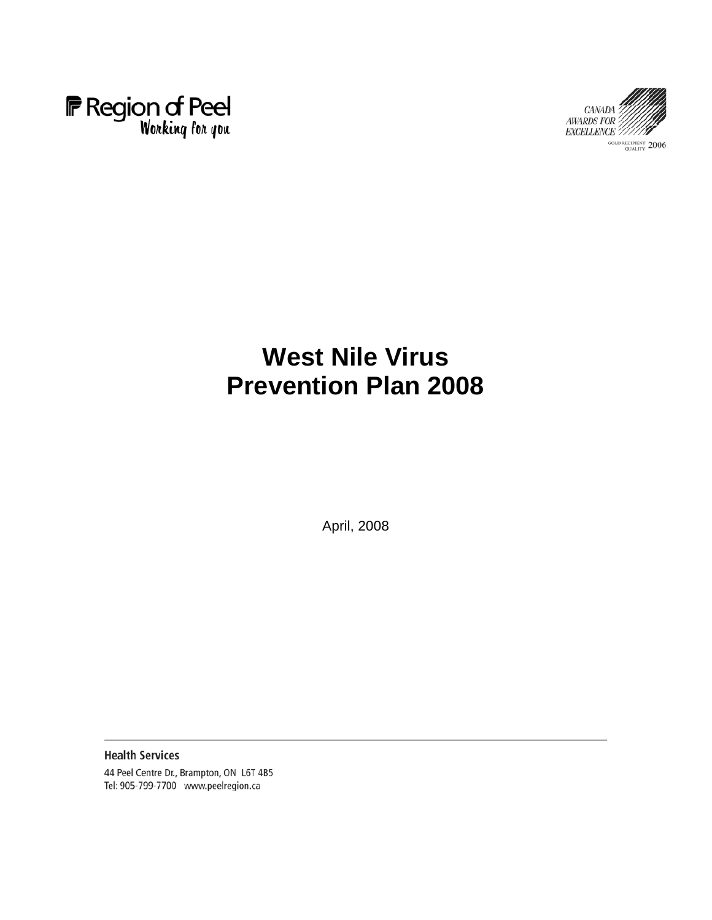Region of Peel
Working for you

CANADA AWARDS FOR EXCELLENCE
GOLD RECIPIENT QUALITY 2006

# West Nile Virus Prevention Plan 2008

April, 2008

**Health Services**
44 Peel Centre Dr., Brampton, ON L6T 4B5
Tel: 905-799-7700 www.peelregion.ca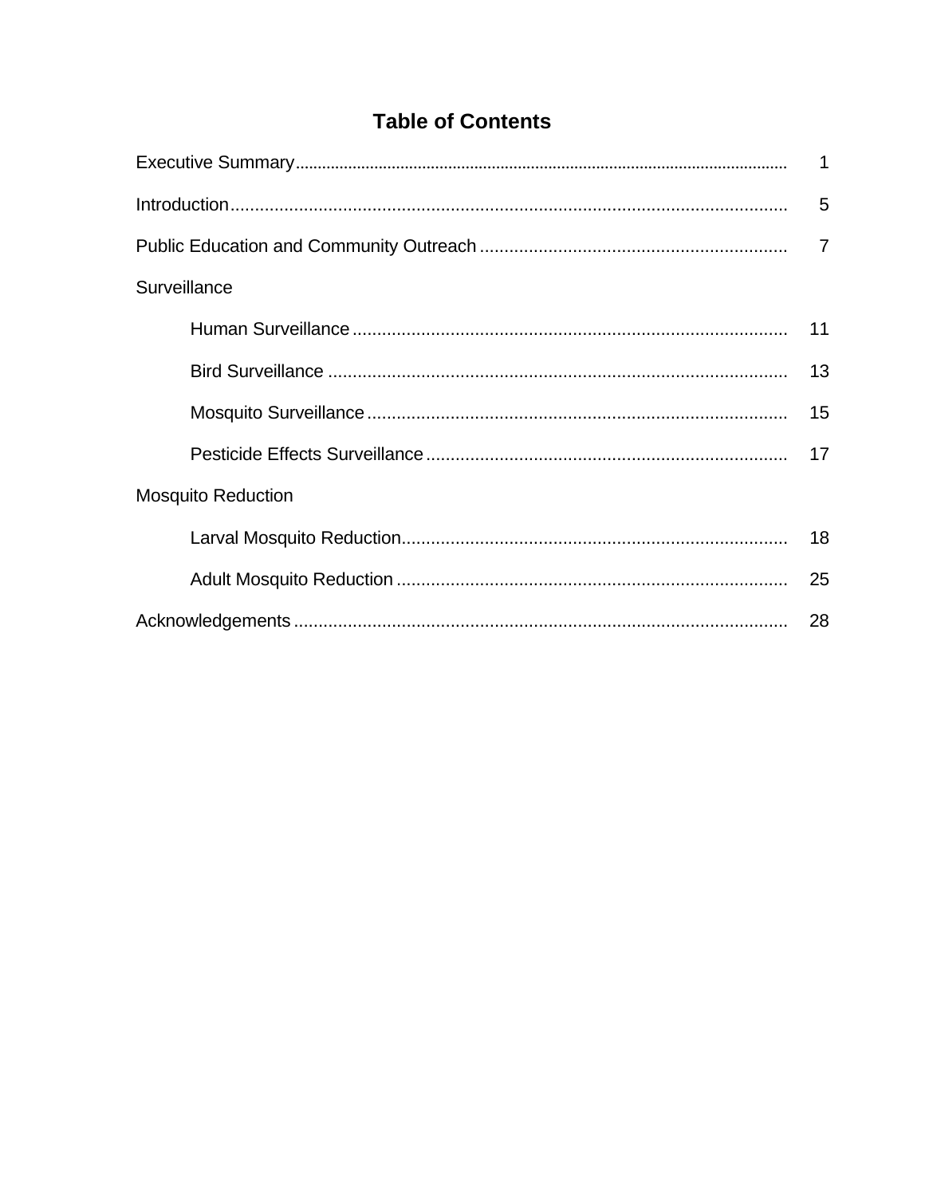# Table of Contents

| | |
|---|---|
| Executive Summary | 1 |
| Introduction | 5 |
| Public Education and Community Outreach | 7 |
| Surveillance | |
| Human Surveillance | 11 |
| Bird Surveillance | 13 |
| Mosquito Surveillance | 15 |
| Pesticide Effects Surveillance | 17 |
| Mosquito Reduction | |
| Larval Mosquito Reduction | 18 |
| Adult Mosquito Reduction | 25 |
| Acknowledgements | 28 |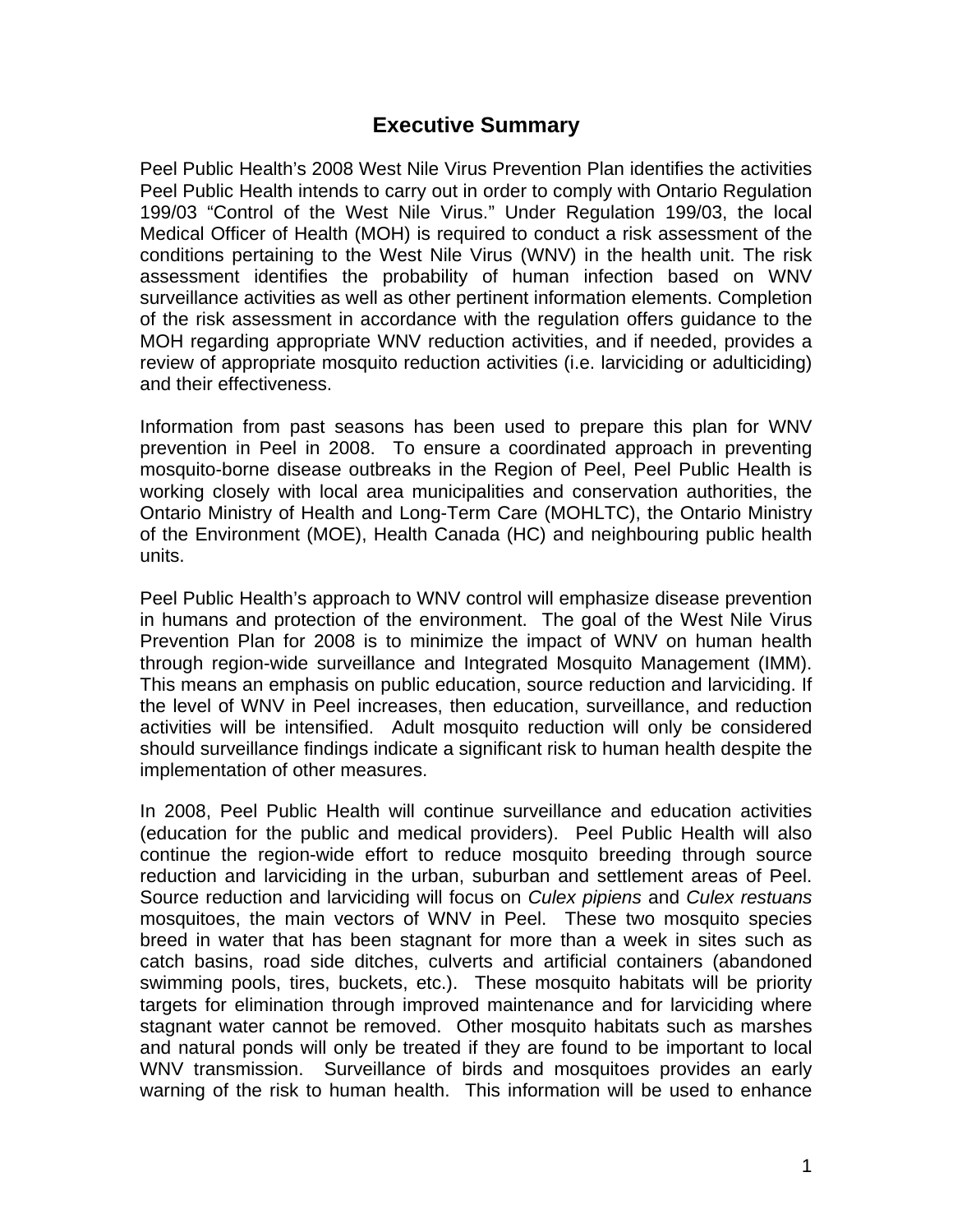# Executive Summary

Peel Public Health's 2008 West Nile Virus Prevention Plan identifies the activities Peel Public Health intends to carry out in order to comply with Ontario Regulation 199/03 "Control of the West Nile Virus." Under Regulation 199/03, the local Medical Officer of Health (MOH) is required to conduct a risk assessment of the conditions pertaining to the West Nile Virus (WNV) in the health unit. The risk assessment identifies the probability of human infection based on WNV surveillance activities as well as other pertinent information elements. Completion of the risk assessment in accordance with the regulation offers guidance to the MOH regarding appropriate WNV reduction activities, and if needed, provides a review of appropriate mosquito reduction activities (i.e. larviciding or adulticiding) and their effectiveness.

Information from past seasons has been used to prepare this plan for WNV prevention in Peel in 2008. To ensure a coordinated approach in preventing mosquito-borne disease outbreaks in the Region of Peel, Peel Public Health is working closely with local area municipalities and conservation authorities, the Ontario Ministry of Health and Long-Term Care (MOHLTC), the Ontario Ministry of the Environment (MOE), Health Canada (HC) and neighbouring public health units.

Peel Public Health's approach to WNV control will emphasize disease prevention in humans and protection of the environment. The goal of the West Nile Virus Prevention Plan for 2008 is to minimize the impact of WNV on human health through region-wide surveillance and Integrated Mosquito Management (IMM). This means an emphasis on public education, source reduction and larviciding. If the level of WNV in Peel increases, then education, surveillance, and reduction activities will be intensified. Adult mosquito reduction will only be considered should surveillance findings indicate a significant risk to human health despite the implementation of other measures.

In 2008, Peel Public Health will continue surveillance and education activities (education for the public and medical providers). Peel Public Health will also continue the region-wide effort to reduce mosquito breeding through source reduction and larviciding in the urban, suburban and settlement areas of Peel. Source reduction and larviciding will focus on *Culex pipiens* and *Culex restuans* mosquitoes, the main vectors of WNV in Peel. These two mosquito species breed in water that has been stagnant for more than a week in sites such as catch basins, road side ditches, culverts and artificial containers (abandoned swimming pools, tires, buckets, etc.). These mosquito habitats will be priority targets for elimination through improved maintenance and for larviciding where stagnant water cannot be removed. Other mosquito habitats such as marshes and natural ponds will only be treated if they are found to be important to local WNV transmission. Surveillance of birds and mosquitoes provides an early warning of the risk to human health. This information will be used to enhance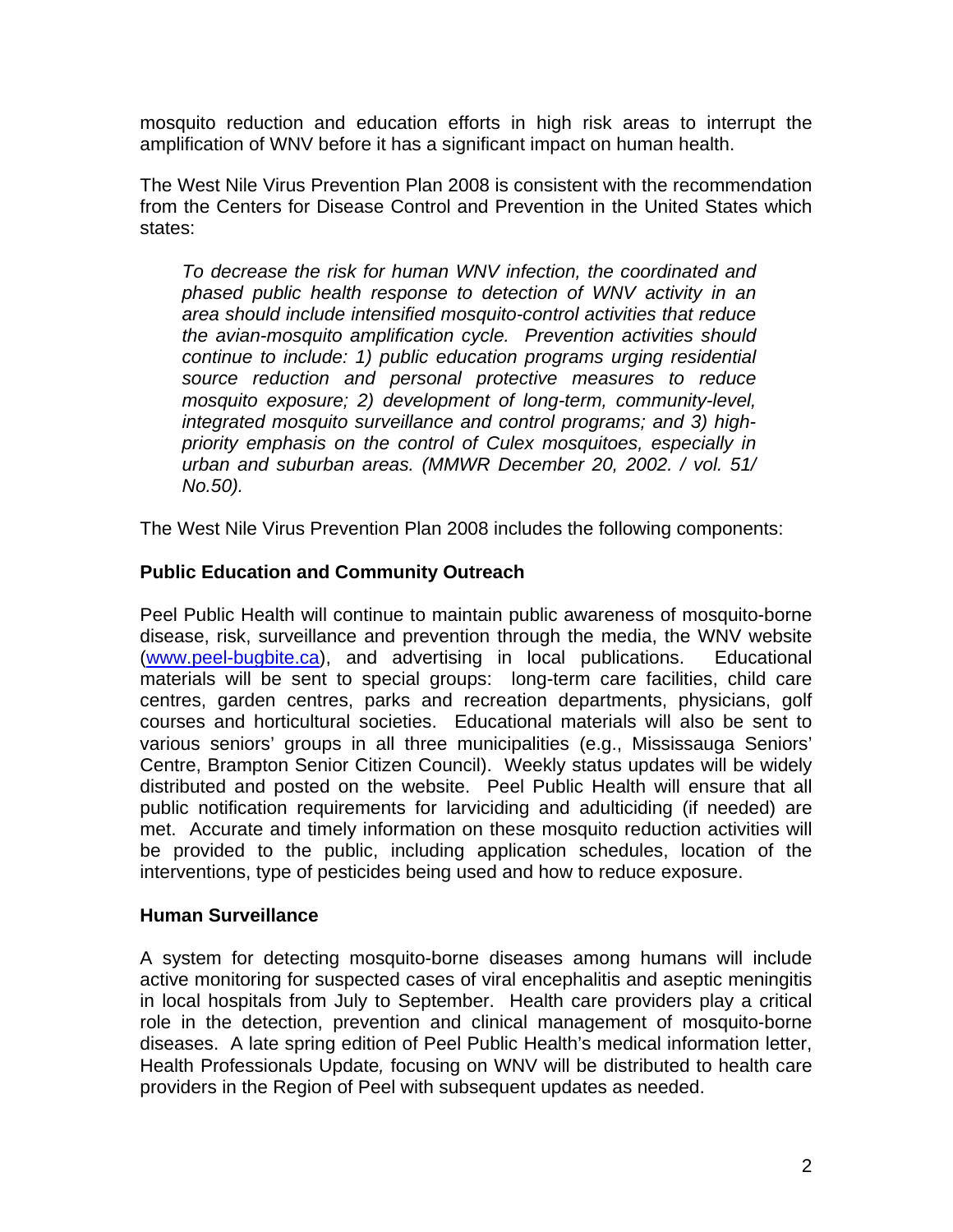mosquito reduction and education efforts in high risk areas to interrupt the amplification of WNV before it has a significant impact on human health.

The West Nile Virus Prevention Plan 2008 is consistent with the recommendation from the Centers for Disease Control and Prevention in the United States which states:

> *To decrease the risk for human WNV infection, the coordinated and phased public health response to detection of WNV activity in an area should include intensified mosquito-control activities that reduce the avian-mosquito amplification cycle. Prevention activities should continue to include: 1) public education programs urging residential source reduction and personal protective measures to reduce mosquito exposure; 2) development of long-term, community-level, integrated mosquito surveillance and control programs; and 3) high-priority emphasis on the control of Culex mosquitoes, especially in urban and suburban areas. (MMWR December 20, 2002. / vol. 51/ No.50).*

The West Nile Virus Prevention Plan 2008 includes the following components:

**Public Education and Community Outreach**

Peel Public Health will continue to maintain public awareness of mosquito-borne disease, risk, surveillance and prevention through the media, the WNV website ([www.peel-bugbite.ca](www.peel-bugbite.ca)), and advertising in local publications. Educational materials will be sent to special groups: long-term care facilities, child care centres, garden centres, parks and recreation departments, physicians, golf courses and horticultural societies. Educational materials will also be sent to various seniors' groups in all three municipalities (e.g., Mississauga Seniors' Centre, Brampton Senior Citizen Council). Weekly status updates will be widely distributed and posted on the website. Peel Public Health will ensure that all public notification requirements for larviciding and adulticiding (if needed) are met. Accurate and timely information on these mosquito reduction activities will be provided to the public, including application schedules, location of the interventions, type of pesticides being used and how to reduce exposure.

**Human Surveillance**

A system for detecting mosquito-borne diseases among humans will include active monitoring for suspected cases of viral encephalitis and aseptic meningitis in local hospitals from July to September. Health care providers play a critical role in the detection, prevention and clinical management of mosquito-borne diseases. A late spring edition of Peel Public Health's medical information letter, *Health Professionals Update,* focusing on WNV will be distributed to health care providers in the Region of Peel with subsequent updates as needed.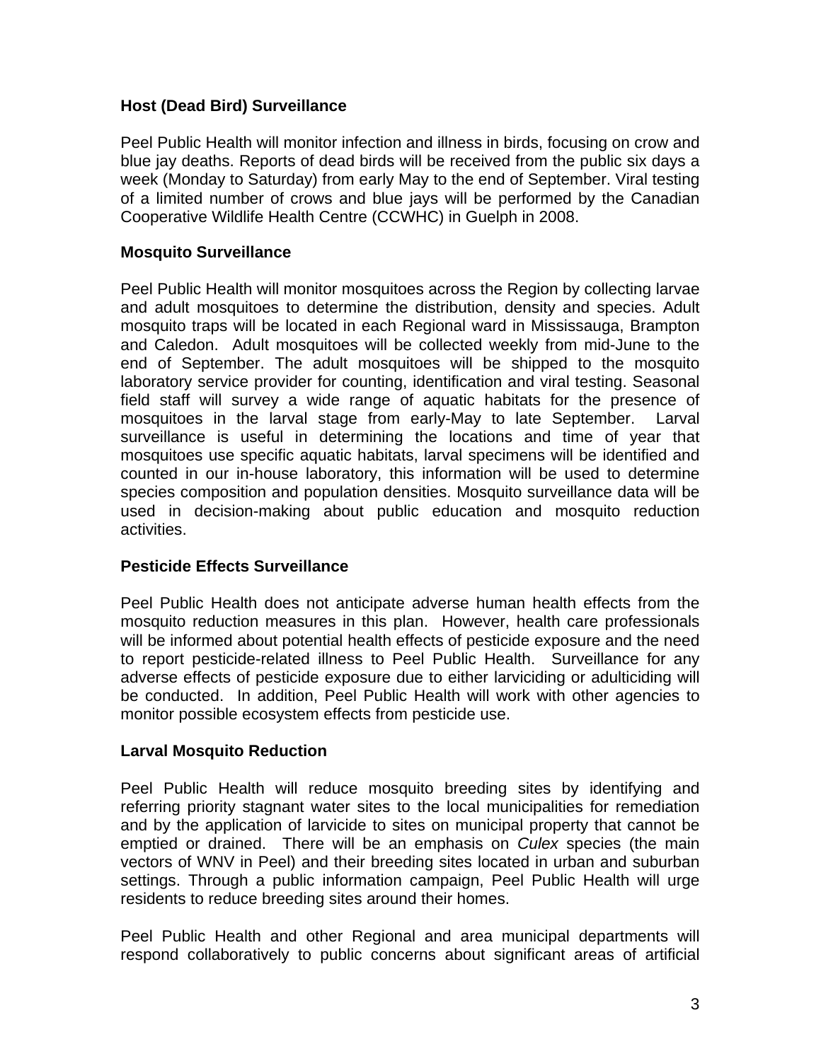**Host (Dead Bird) Surveillance**

Peel Public Health will monitor infection and illness in birds, focusing on crow and blue jay deaths. Reports of dead birds will be received from the public six days a week (Monday to Saturday) from early May to the end of September. Viral testing of a limited number of crows and blue jays will be performed by the Canadian Cooperative Wildlife Health Centre (CCWHC) in Guelph in 2008.

**Mosquito Surveillance**

Peel Public Health will monitor mosquitoes across the Region by collecting larvae and adult mosquitoes to determine the distribution, density and species. Adult mosquito traps will be located in each Regional ward in Mississauga, Brampton and Caledon. Adult mosquitoes will be collected weekly from mid-June to the end of September. The adult mosquitoes will be shipped to the mosquito laboratory service provider for counting, identification and viral testing. Seasonal field staff will survey a wide range of aquatic habitats for the presence of mosquitoes in the larval stage from early-May to late September. Larval surveillance is useful in determining the locations and time of year that mosquitoes use specific aquatic habitats, larval specimens will be identified and counted in our in-house laboratory, this information will be used to determine species composition and population densities. Mosquito surveillance data will be used in decision-making about public education and mosquito reduction activities.

**Pesticide Effects Surveillance**

Peel Public Health does not anticipate adverse human health effects from the mosquito reduction measures in this plan. However, health care professionals will be informed about potential health effects of pesticide exposure and the need to report pesticide-related illness to Peel Public Health. Surveillance for any adverse effects of pesticide exposure due to either larviciding or adulticiding will be conducted. In addition, Peel Public Health will work with other agencies to monitor possible ecosystem effects from pesticide use.

**Larval Mosquito Reduction**

Peel Public Health will reduce mosquito breeding sites by identifying and referring priority stagnant water sites to the local municipalities for remediation and by the application of larvicide to sites on municipal property that cannot be emptied or drained. There will be an emphasis on *Culex* species (the main vectors of WNV in Peel) and their breeding sites located in urban and suburban settings. Through a public information campaign, Peel Public Health will urge residents to reduce breeding sites around their homes.

Peel Public Health and other Regional and area municipal departments will respond collaboratively to public concerns about significant areas of artificial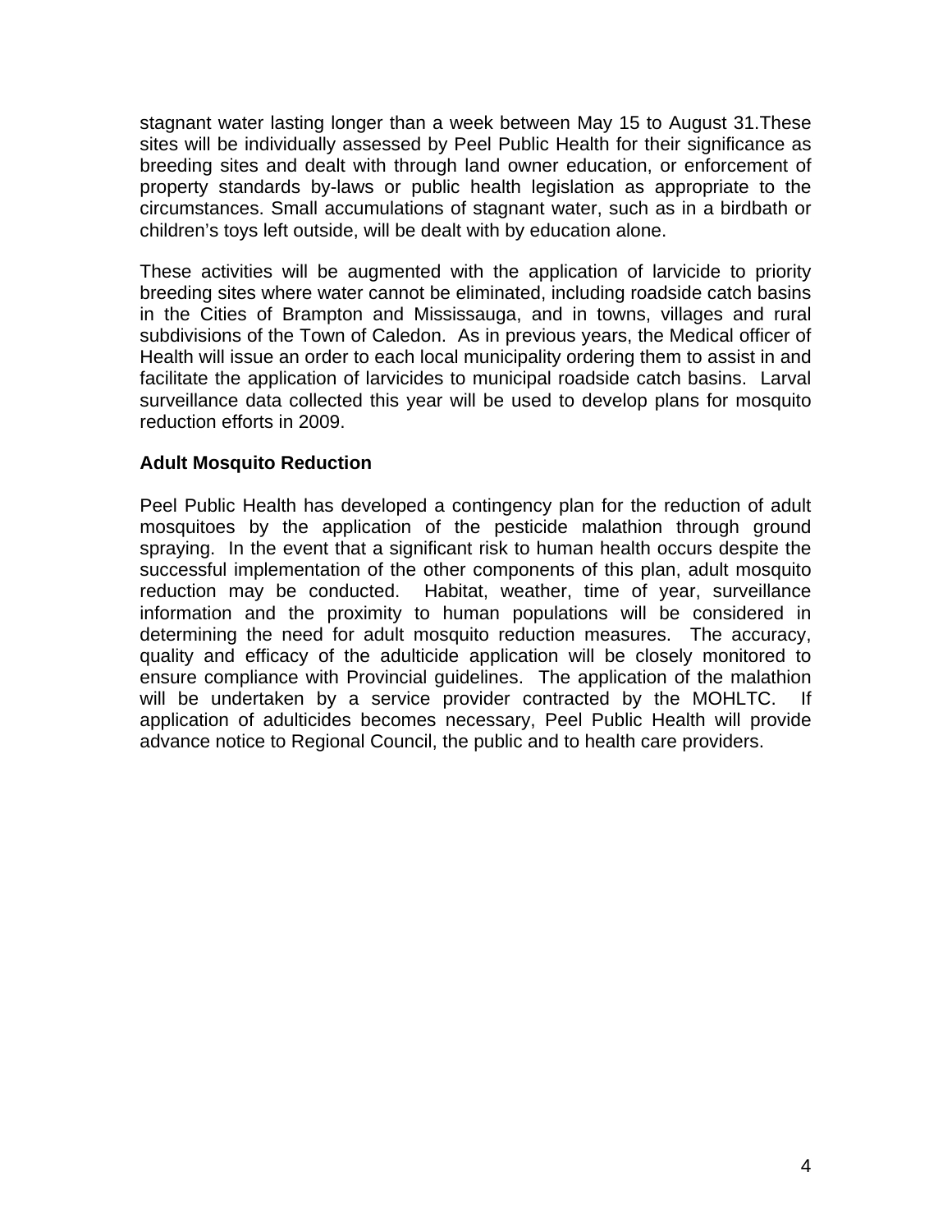stagnant water lasting longer than a week between May 15 to August 31.These sites will be individually assessed by Peel Public Health for their significance as breeding sites and dealt with through land owner education, or enforcement of property standards by-laws or public health legislation as appropriate to the circumstances. Small accumulations of stagnant water, such as in a birdbath or children's toys left outside, will be dealt with by education alone.

These activities will be augmented with the application of larvicide to priority breeding sites where water cannot be eliminated, including roadside catch basins in the Cities of Brampton and Mississauga, and in towns, villages and rural subdivisions of the Town of Caledon. As in previous years, the Medical officer of Health will issue an order to each local municipality ordering them to assist in and facilitate the application of larvicides to municipal roadside catch basins. Larval surveillance data collected this year will be used to develop plans for mosquito reduction efforts in 2009.

**Adult Mosquito Reduction**

Peel Public Health has developed a contingency plan for the reduction of adult mosquitoes by the application of the pesticide malathion through ground spraying. In the event that a significant risk to human health occurs despite the successful implementation of the other components of this plan, adult mosquito reduction may be conducted. Habitat, weather, time of year, surveillance information and the proximity to human populations will be considered in determining the need for adult mosquito reduction measures. The accuracy, quality and efficacy of the adulticide application will be closely monitored to ensure compliance with Provincial guidelines. The application of the malathion will be undertaken by a service provider contracted by the MOHLTC. If application of adulticides becomes necessary, Peel Public Health will provide advance notice to Regional Council, the public and to health care providers.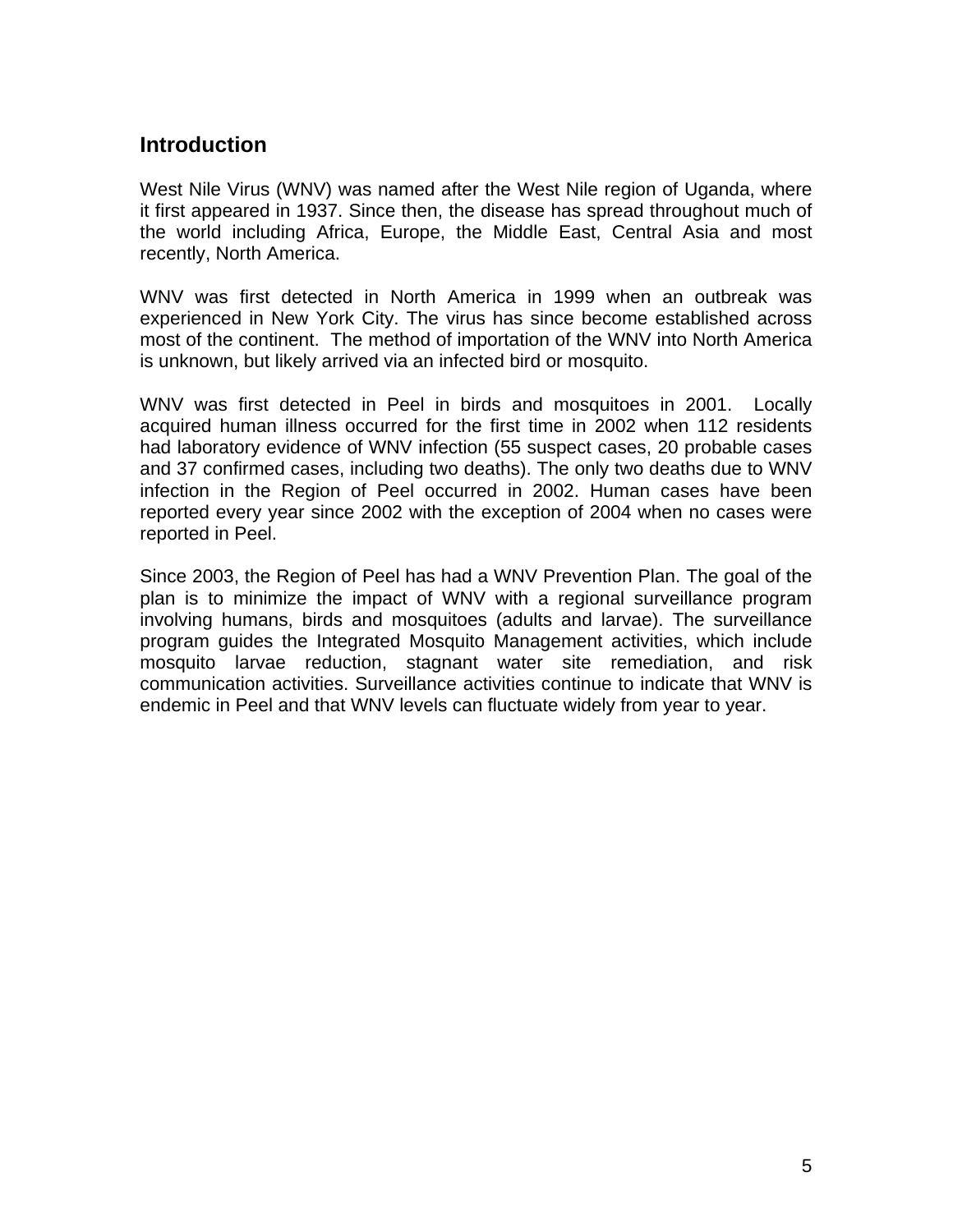## Introduction

West Nile Virus (WNV) was named after the West Nile region of Uganda, where it first appeared in 1937. Since then, the disease has spread throughout much of the world including Africa, Europe, the Middle East, Central Asia and most recently, North America.

WNV was first detected in North America in 1999 when an outbreak was experienced in New York City. The virus has since become established across most of the continent. The method of importation of the WNV into North America is unknown, but likely arrived via an infected bird or mosquito.

WNV was first detected in Peel in birds and mosquitoes in 2001. Locally acquired human illness occurred for the first time in 2002 when 112 residents had laboratory evidence of WNV infection (55 suspect cases, 20 probable cases and 37 confirmed cases, including two deaths). The only two deaths due to WNV infection in the Region of Peel occurred in 2002. Human cases have been reported every year since 2002 with the exception of 2004 when no cases were reported in Peel.

Since 2003, the Region of Peel has had a WNV Prevention Plan. The goal of the plan is to minimize the impact of WNV with a regional surveillance program involving humans, birds and mosquitoes (adults and larvae). The surveillance program guides the Integrated Mosquito Management activities, which include mosquito larvae reduction, stagnant water site remediation, and risk communication activities. Surveillance activities continue to indicate that WNV is endemic in Peel and that WNV levels can fluctuate widely from year to year.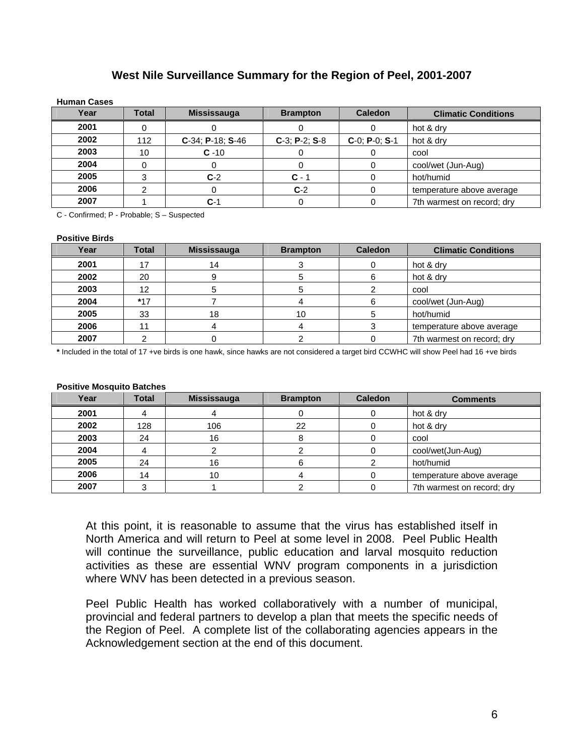## West Nile Surveillance Summary for the Region of Peel, 2001-2007

**Human Cases**

| Year | Total | Mississauga | Brampton | Caledon | Climatic Conditions |
|---|---|---|---|---|---|
| **2001** | 0 | 0 | 0 | 0 | hot & dry |
| **2002** | 112 | **C**-34; **P**-18; **S**-46 | **C**-3; **P**-2; **S**-8 | **C**-0; **P**-0; **S**-1 | hot & dry |
| **2003** | 10 | **C** -10 | 0 | 0 | cool |
| **2004** | 0 | 0 | 0 | 0 | cool/wet (Jun-Aug) |
| **2005** | 3 | **C**-2 | **C** - 1 | 0 | hot/humid |
| **2006** | 2 | 0 | **C**-2 | 0 | temperature above average |
| **2007** | 1 | **C**-1 | 0 | 0 | 7th warmest on record; dry |

C - Confirmed; P - Probable; S – Suspected

**Positive Birds**

| Year | Total | Mississauga | Brampton | Caledon | Climatic Conditions |
|---|---|---|---|---|---|
| **2001** | 17 | 14 | 3 | 0 | hot & dry |
| **2002** | 20 | 9 | 5 | 6 | hot & dry |
| **2003** | 12 | 5 | 5 | 2 | cool |
| **2004** | **\***17 | 7 | 4 | 6 | cool/wet (Jun-Aug) |
| **2005** | 33 | 18 | 10 | 5 | hot/humid |
| **2006** | 11 | 4 | 4 | 3 | temperature above average |
| **2007** | 2 | 0 | 2 | 0 | 7th warmest on record; dry |

**\*** Included in the total of 17 +ve birds is one hawk, since hawks are not considered a target bird CCWHC will show Peel had 16 +ve birds

**Positive Mosquito Batches**

| Year | Total | Mississauga | Brampton | Caledon | Comments |
|---|---|---|---|---|---|
| **2001** | 4 | 4 | 0 | 0 | hot & dry |
| **2002** | 128 | 106 | 22 | 0 | hot & dry |
| **2003** | 24 | 16 | 8 | 0 | cool |
| **2004** | 4 | 2 | 2 | 0 | cool/wet(Jun-Aug) |
| **2005** | 24 | 16 | 6 | 2 | hot/humid |
| **2006** | 14 | 10 | 4 | 0 | temperature above average |
| **2007** | 3 | 1 | 2 | 0 | 7th warmest on record; dry |

At this point, it is reasonable to assume that the virus has established itself in North America and will return to Peel at some level in 2008. Peel Public Health will continue the surveillance, public education and larval mosquito reduction activities as these are essential WNV program components in a jurisdiction where WNV has been detected in a previous season.

Peel Public Health has worked collaboratively with a number of municipal, provincial and federal partners to develop a plan that meets the specific needs of the Region of Peel. A complete list of the collaborating agencies appears in the Acknowledgement section at the end of this document.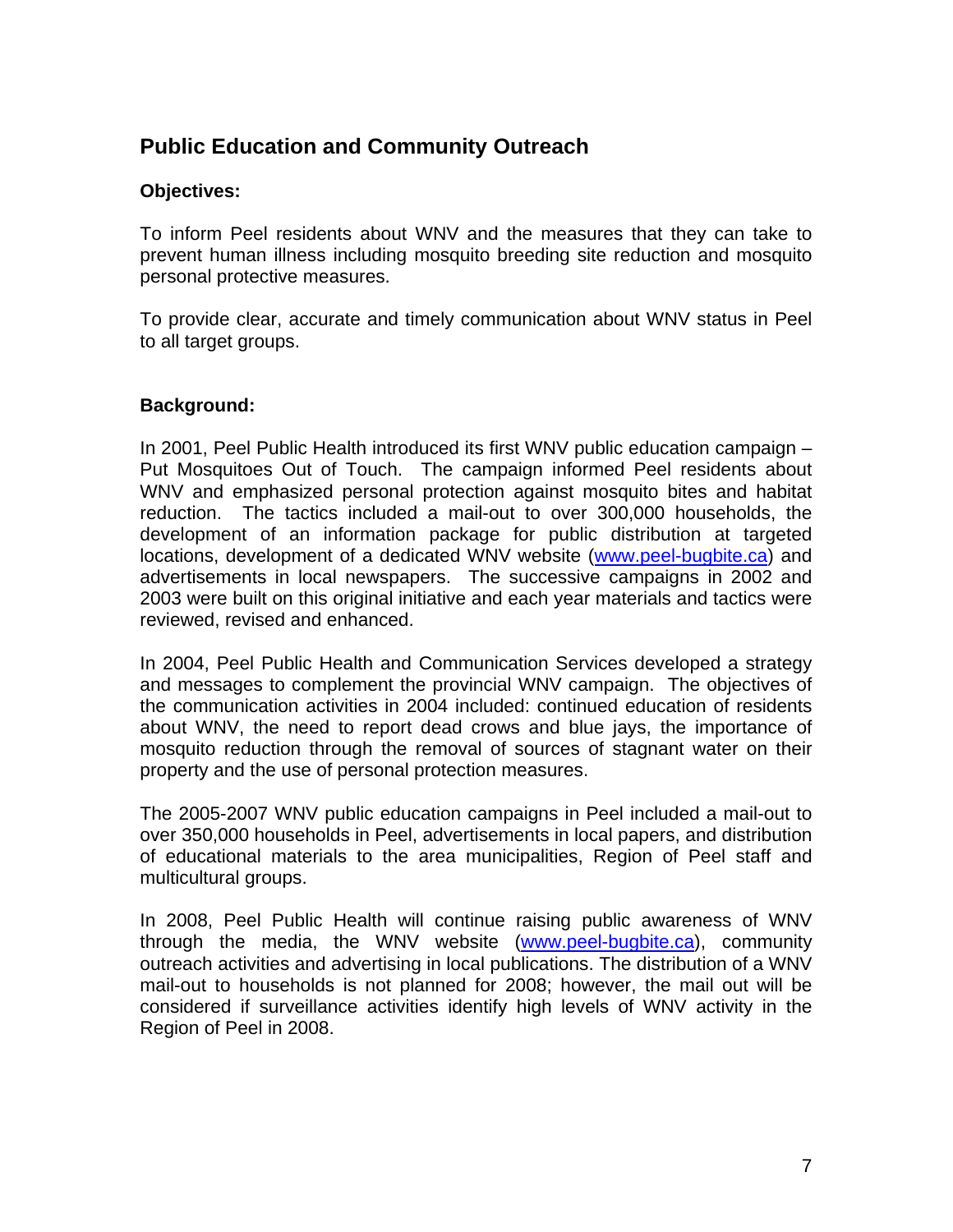## Public Education and Community Outreach

### Objectives:

To inform Peel residents about WNV and the measures that they can take to prevent human illness including mosquito breeding site reduction and mosquito personal protective measures.

To provide clear, accurate and timely communication about WNV status in Peel to all target groups.

### Background:

In 2001, Peel Public Health introduced its first WNV public education campaign – Put Mosquitoes Out of Touch. The campaign informed Peel residents about WNV and emphasized personal protection against mosquito bites and habitat reduction. The tactics included a mail-out to over 300,000 households, the development of an information package for public distribution at targeted locations, development of a dedicated WNV website (www.peel-bugbite.ca) and advertisements in local newspapers. The successive campaigns in 2002 and 2003 were built on this original initiative and each year materials and tactics were reviewed, revised and enhanced.

In 2004, Peel Public Health and Communication Services developed a strategy and messages to complement the provincial WNV campaign. The objectives of the communication activities in 2004 included: continued education of residents about WNV, the need to report dead crows and blue jays, the importance of mosquito reduction through the removal of sources of stagnant water on their property and the use of personal protection measures.

The 2005-2007 WNV public education campaigns in Peel included a mail-out to over 350,000 households in Peel, advertisements in local papers, and distribution of educational materials to the area municipalities, Region of Peel staff and multicultural groups.

In 2008, Peel Public Health will continue raising public awareness of WNV through the media, the WNV website (www.peel-bugbite.ca), community outreach activities and advertising in local publications. The distribution of a WNV mail-out to households is not planned for 2008; however, the mail out will be considered if surveillance activities identify high levels of WNV activity in the Region of Peel in 2008.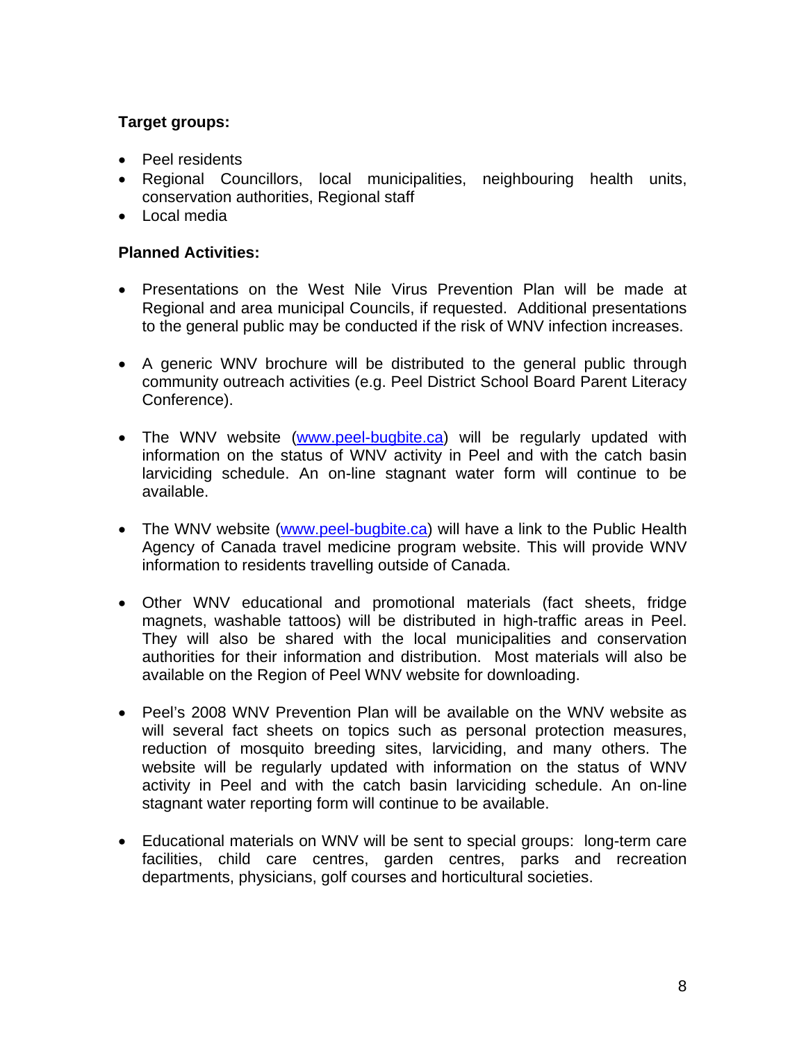**Target groups:**

- Peel residents
- Regional Councillors, local municipalities, neighbouring health units, conservation authorities, Regional staff
- Local media

**Planned Activities:**

- Presentations on the West Nile Virus Prevention Plan will be made at Regional and area municipal Councils, if requested. Additional presentations to the general public may be conducted if the risk of WNV infection increases.

- A generic WNV brochure will be distributed to the general public through community outreach activities (e.g. Peel District School Board Parent Literacy Conference).

- The WNV website (www.peel-bugbite.ca) will be regularly updated with information on the status of WNV activity in Peel and with the catch basin larviciding schedule. An on-line stagnant water form will continue to be available.

- The WNV website (www.peel-bugbite.ca) will have a link to the Public Health Agency of Canada travel medicine program website. This will provide WNV information to residents travelling outside of Canada.

- Other WNV educational and promotional materials (fact sheets, fridge magnets, washable tattoos) will be distributed in high-traffic areas in Peel. They will also be shared with the local municipalities and conservation authorities for their information and distribution. Most materials will also be available on the Region of Peel WNV website for downloading.

- Peel's 2008 WNV Prevention Plan will be available on the WNV website as will several fact sheets on topics such as personal protection measures, reduction of mosquito breeding sites, larviciding, and many others. The website will be regularly updated with information on the status of WNV activity in Peel and with the catch basin larviciding schedule. An on-line stagnant water reporting form will continue to be available.

- Educational materials on WNV will be sent to special groups: long-term care facilities, child care centres, garden centres, parks and recreation departments, physicians, golf courses and horticultural societies.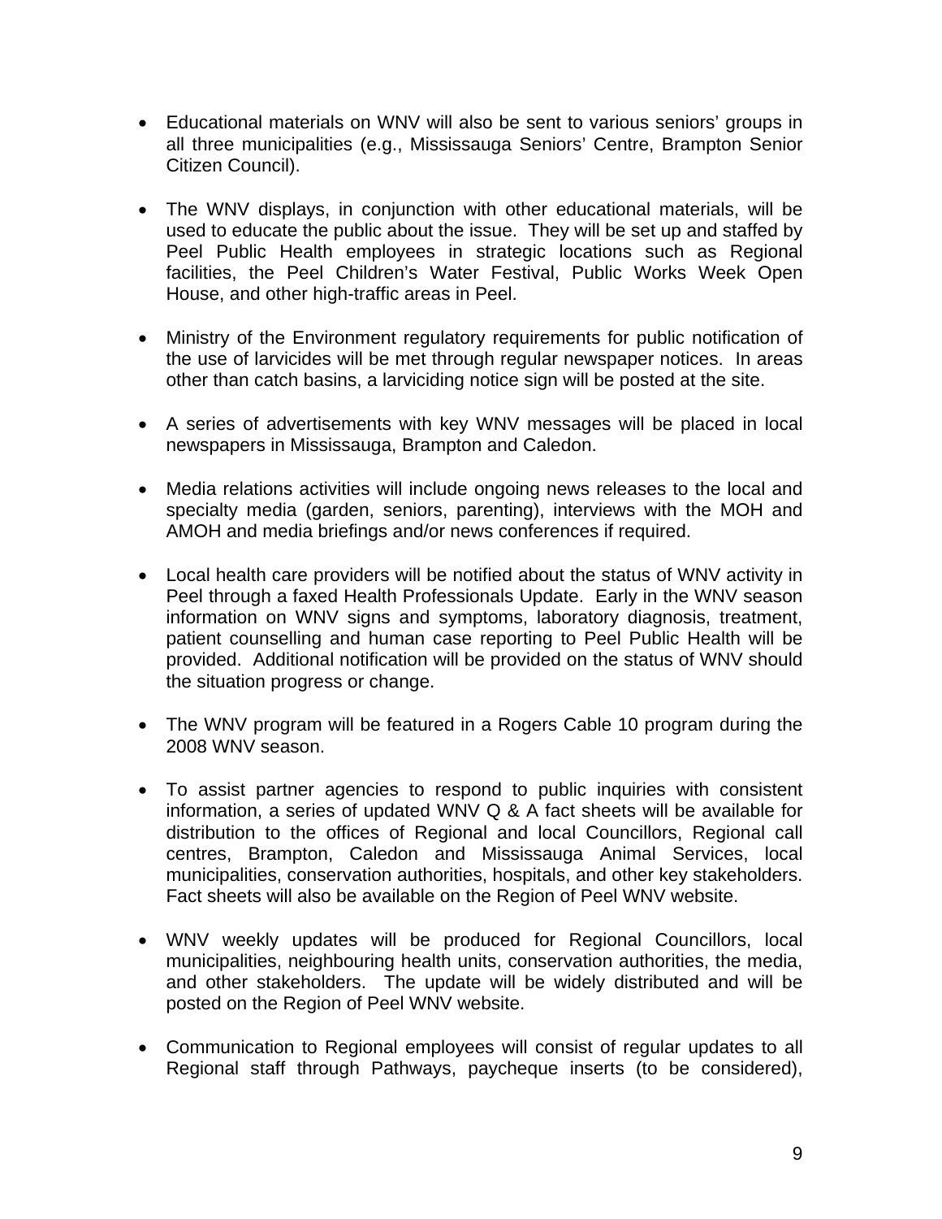- Educational materials on WNV will also be sent to various seniors' groups in all three municipalities (e.g., Mississauga Seniors' Centre, Brampton Senior Citizen Council).

- The WNV displays, in conjunction with other educational materials, will be used to educate the public about the issue. They will be set up and staffed by Peel Public Health employees in strategic locations such as Regional facilities, the Peel Children's Water Festival, Public Works Week Open House, and other high-traffic areas in Peel.

- Ministry of the Environment regulatory requirements for public notification of the use of larvicides will be met through regular newspaper notices. In areas other than catch basins, a larviciding notice sign will be posted at the site.

- A series of advertisements with key WNV messages will be placed in local newspapers in Mississauga, Brampton and Caledon.

- Media relations activities will include ongoing news releases to the local and specialty media (garden, seniors, parenting), interviews with the MOH and AMOH and media briefings and/or news conferences if required.

- Local health care providers will be notified about the status of WNV activity in Peel through a faxed Health Professionals Update. Early in the WNV season information on WNV signs and symptoms, laboratory diagnosis, treatment, patient counselling and human case reporting to Peel Public Health will be provided. Additional notification will be provided on the status of WNV should the situation progress or change.

- The WNV program will be featured in a Rogers Cable 10 program during the 2008 WNV season.

- To assist partner agencies to respond to public inquiries with consistent information, a series of updated WNV Q & A fact sheets will be available for distribution to the offices of Regional and local Councillors, Regional call centres, Brampton, Caledon and Mississauga Animal Services, local municipalities, conservation authorities, hospitals, and other key stakeholders. Fact sheets will also be available on the Region of Peel WNV website.

- WNV weekly updates will be produced for Regional Councillors, local municipalities, neighbouring health units, conservation authorities, the media, and other stakeholders. The update will be widely distributed and will be posted on the Region of Peel WNV website.

- Communication to Regional employees will consist of regular updates to all Regional staff through Pathways, paycheque inserts (to be considered),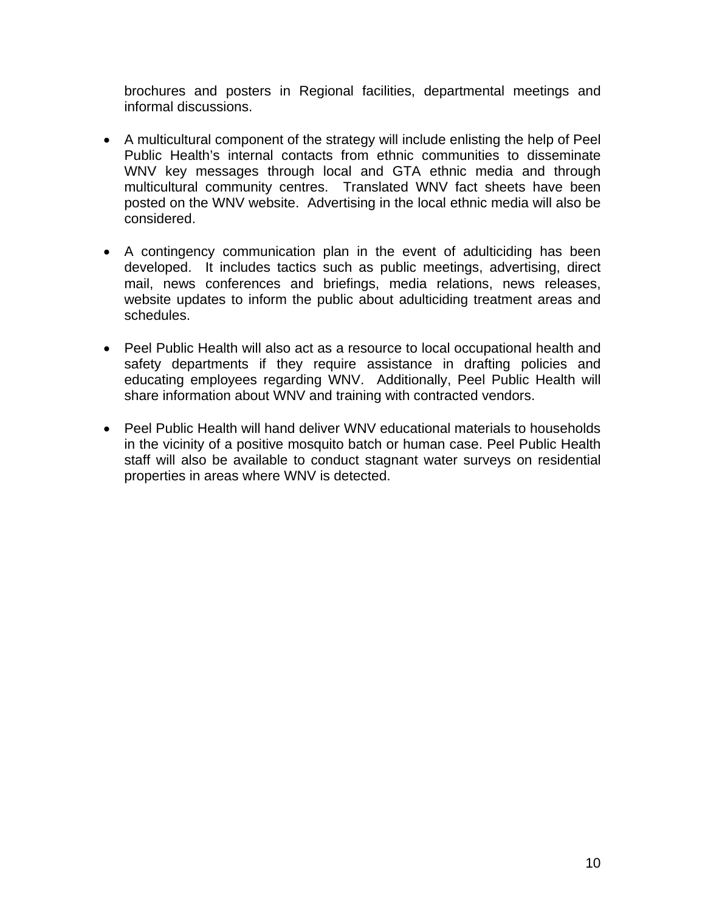brochures and posters in Regional facilities, departmental meetings and informal discussions.

- A multicultural component of the strategy will include enlisting the help of Peel Public Health's internal contacts from ethnic communities to disseminate WNV key messages through local and GTA ethnic media and through multicultural community centres. Translated WNV fact sheets have been posted on the WNV website. Advertising in the local ethnic media will also be considered.

- A contingency communication plan in the event of adulticiding has been developed. It includes tactics such as public meetings, advertising, direct mail, news conferences and briefings, media relations, news releases, website updates to inform the public about adulticiding treatment areas and schedules.

- Peel Public Health will also act as a resource to local occupational health and safety departments if they require assistance in drafting policies and educating employees regarding WNV. Additionally, Peel Public Health will share information about WNV and training with contracted vendors.

- Peel Public Health will hand deliver WNV educational materials to households in the vicinity of a positive mosquito batch or human case. Peel Public Health staff will also be available to conduct stagnant water surveys on residential properties in areas where WNV is detected.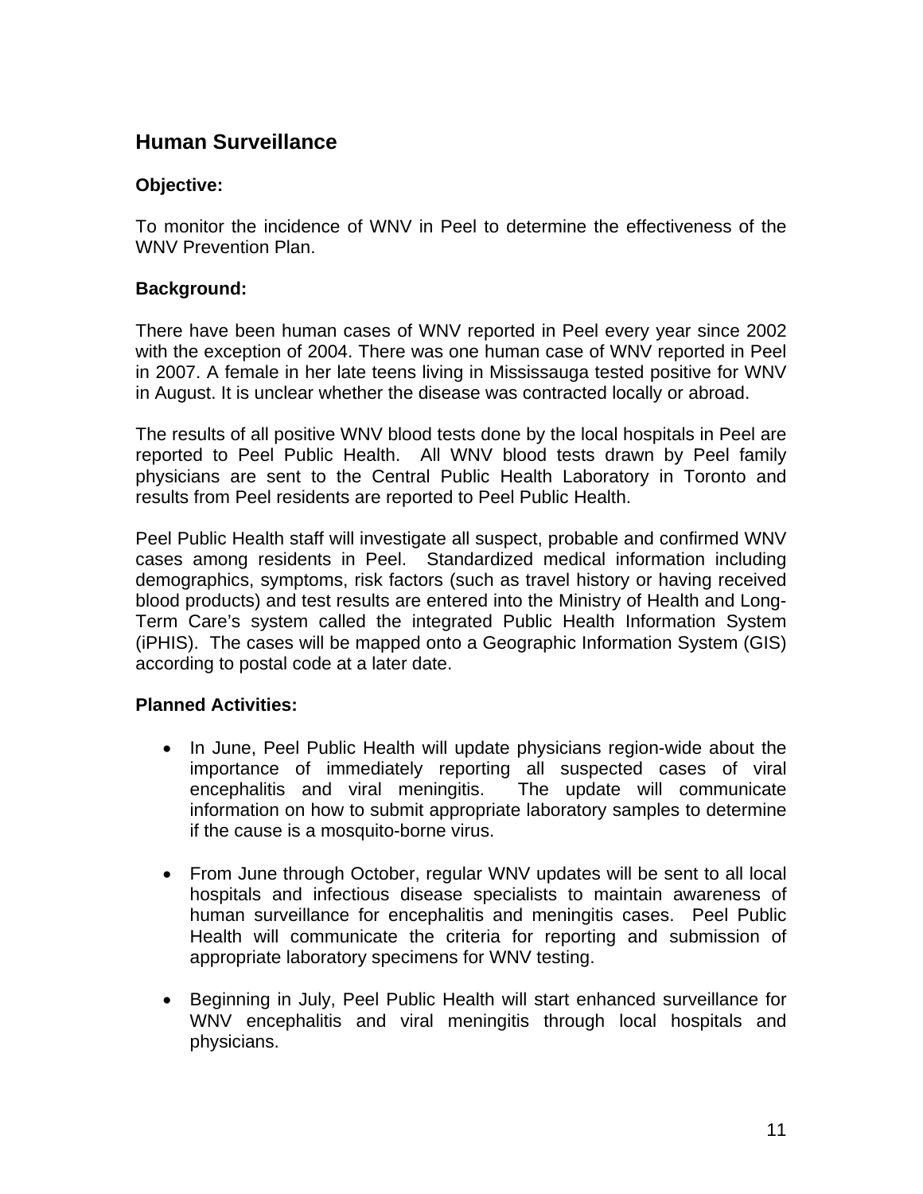## Human Surveillance

### Objective:

To monitor the incidence of WNV in Peel to determine the effectiveness of the WNV Prevention Plan.

### Background:

There have been human cases of WNV reported in Peel every year since 2002 with the exception of 2004. There was one human case of WNV reported in Peel in 2007. A female in her late teens living in Mississauga tested positive for WNV in August. It is unclear whether the disease was contracted locally or abroad.

The results of all positive WNV blood tests done by the local hospitals in Peel are reported to Peel Public Health. All WNV blood tests drawn by Peel family physicians are sent to the Central Public Health Laboratory in Toronto and results from Peel residents are reported to Peel Public Health.

Peel Public Health staff will investigate all suspect, probable and confirmed WNV cases among residents in Peel. Standardized medical information including demographics, symptoms, risk factors (such as travel history or having received blood products) and test results are entered into the Ministry of Health and Long-Term Care's system called the integrated Public Health Information System (iPHIS). The cases will be mapped onto a Geographic Information System (GIS) according to postal code at a later date.

### Planned Activities:

- In June, Peel Public Health will update physicians region-wide about the importance of immediately reporting all suspected cases of viral encephalitis and viral meningitis. The update will communicate information on how to submit appropriate laboratory samples to determine if the cause is a mosquito-borne virus.

- From June through October, regular WNV updates will be sent to all local hospitals and infectious disease specialists to maintain awareness of human surveillance for encephalitis and meningitis cases. Peel Public Health will communicate the criteria for reporting and submission of appropriate laboratory specimens for WNV testing.

- Beginning in July, Peel Public Health will start enhanced surveillance for WNV encephalitis and viral meningitis through local hospitals and physicians.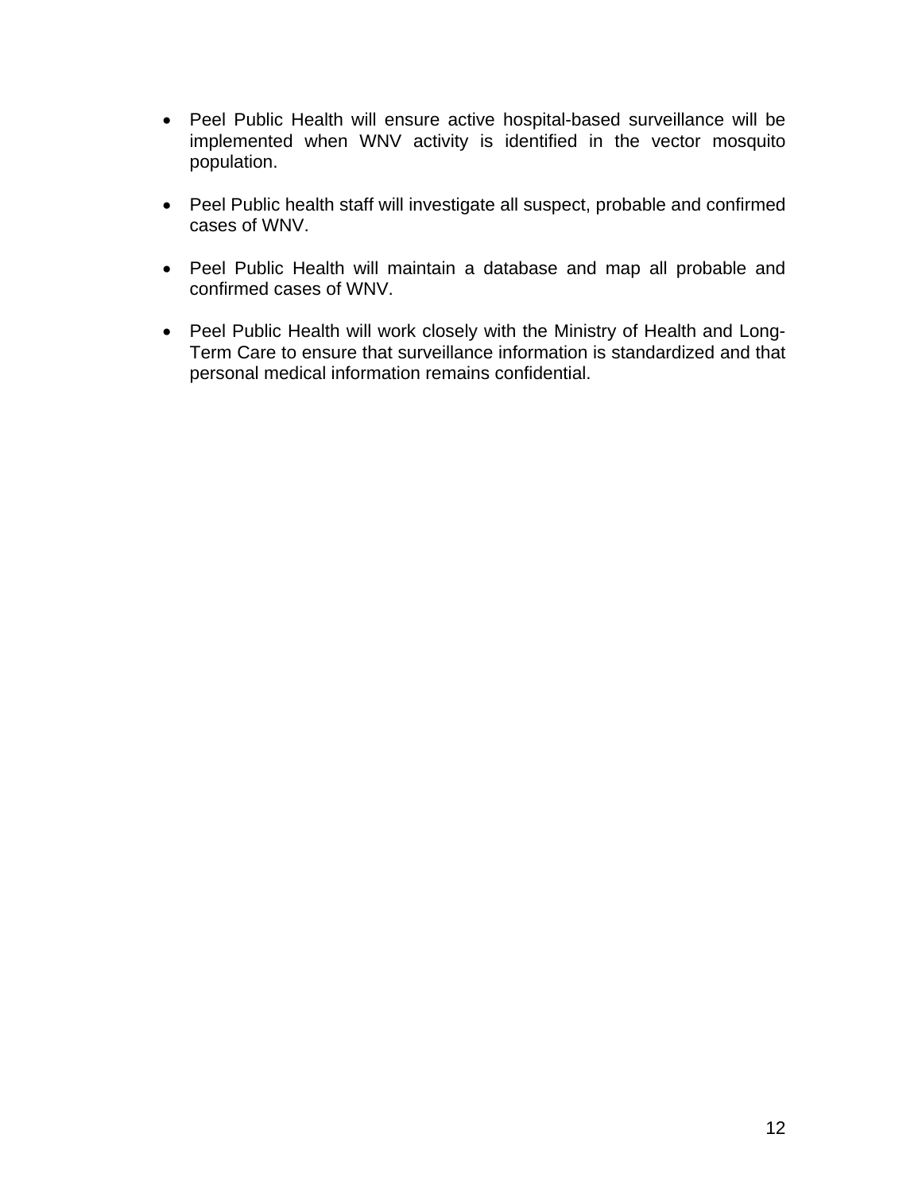- Peel Public Health will ensure active hospital-based surveillance will be implemented when WNV activity is identified in the vector mosquito population.

- Peel Public health staff will investigate all suspect, probable and confirmed cases of WNV.

- Peel Public Health will maintain a database and map all probable and confirmed cases of WNV.

- Peel Public Health will work closely with the Ministry of Health and Long-Term Care to ensure that surveillance information is standardized and that personal medical information remains confidential.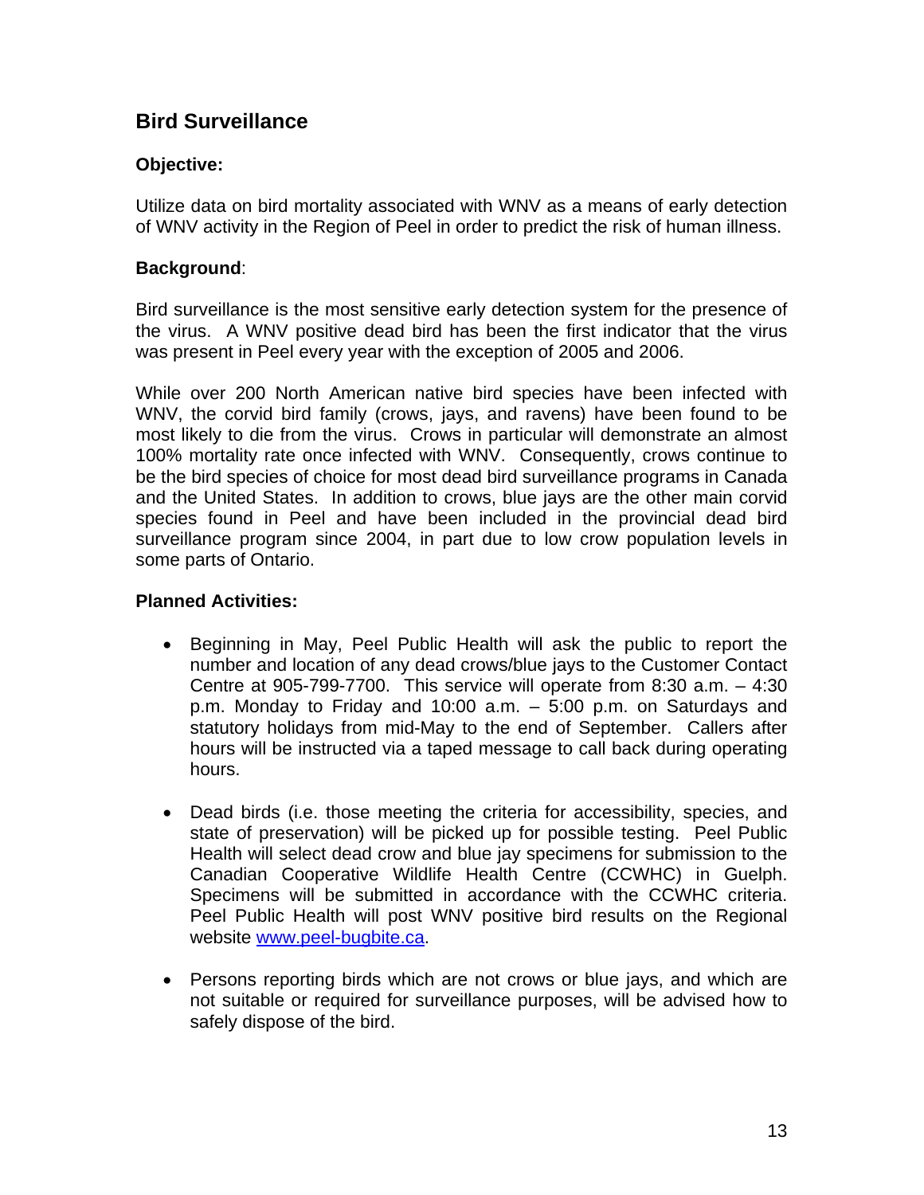## Bird Surveillance

### Objective:

Utilize data on bird mortality associated with WNV as a means of early detection of WNV activity in the Region of Peel in order to predict the risk of human illness.

### Background:

Bird surveillance is the most sensitive early detection system for the presence of the virus. A WNV positive dead bird has been the first indicator that the virus was present in Peel every year with the exception of 2005 and 2006.

While over 200 North American native bird species have been infected with WNV, the corvid bird family (crows, jays, and ravens) have been found to be most likely to die from the virus. Crows in particular will demonstrate an almost 100% mortality rate once infected with WNV. Consequently, crows continue to be the bird species of choice for most dead bird surveillance programs in Canada and the United States. In addition to crows, blue jays are the other main corvid species found in Peel and have been included in the provincial dead bird surveillance program since 2004, in part due to low crow population levels in some parts of Ontario.

### Planned Activities:

- Beginning in May, Peel Public Health will ask the public to report the number and location of any dead crows/blue jays to the Customer Contact Centre at 905-799-7700. This service will operate from 8:30 a.m. – 4:30 p.m. Monday to Friday and 10:00 a.m. – 5:00 p.m. on Saturdays and statutory holidays from mid-May to the end of September. Callers after hours will be instructed via a taped message to call back during operating hours.

- Dead birds (i.e. those meeting the criteria for accessibility, species, and state of preservation) will be picked up for possible testing. Peel Public Health will select dead crow and blue jay specimens for submission to the Canadian Cooperative Wildlife Health Centre (CCWHC) in Guelph. Specimens will be submitted in accordance with the CCWHC criteria. Peel Public Health will post WNV positive bird results on the Regional website [www.peel-bugbite.ca](http://www.peel-bugbite.ca).

- Persons reporting birds which are not crows or blue jays, and which are not suitable or required for surveillance purposes, will be advised how to safely dispose of the bird.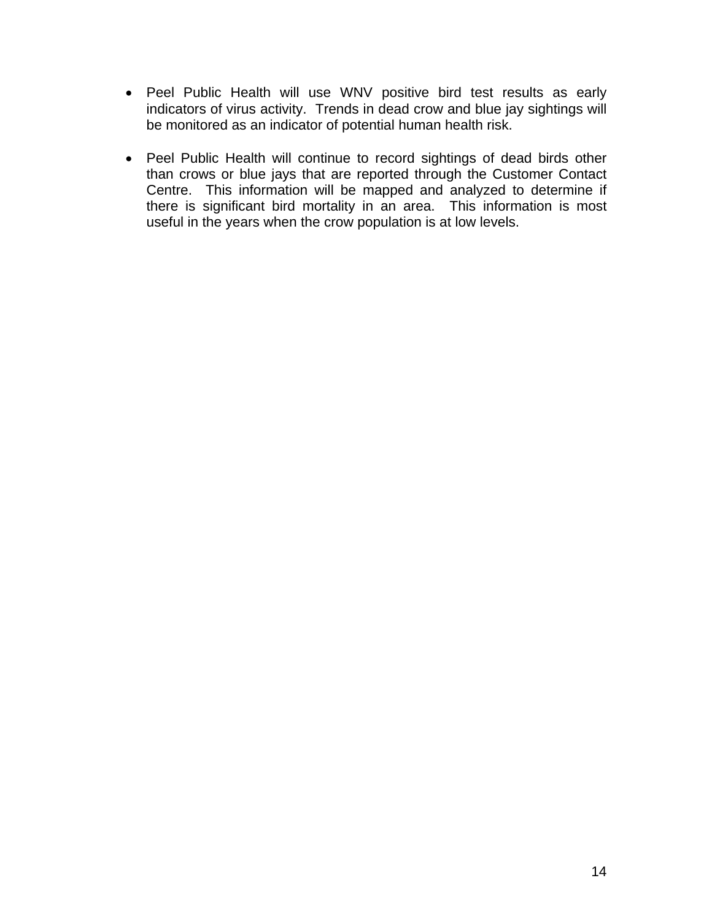- Peel Public Health will use WNV positive bird test results as early indicators of virus activity.  Trends in dead crow and blue jay sightings will be monitored as an indicator of potential human health risk.

- Peel Public Health will continue to record sightings of dead birds other than crows or blue jays that are reported through the Customer Contact Centre.  This information will be mapped and analyzed to determine if there is significant bird mortality in an area.  This information is most useful in the years when the crow population is at low levels.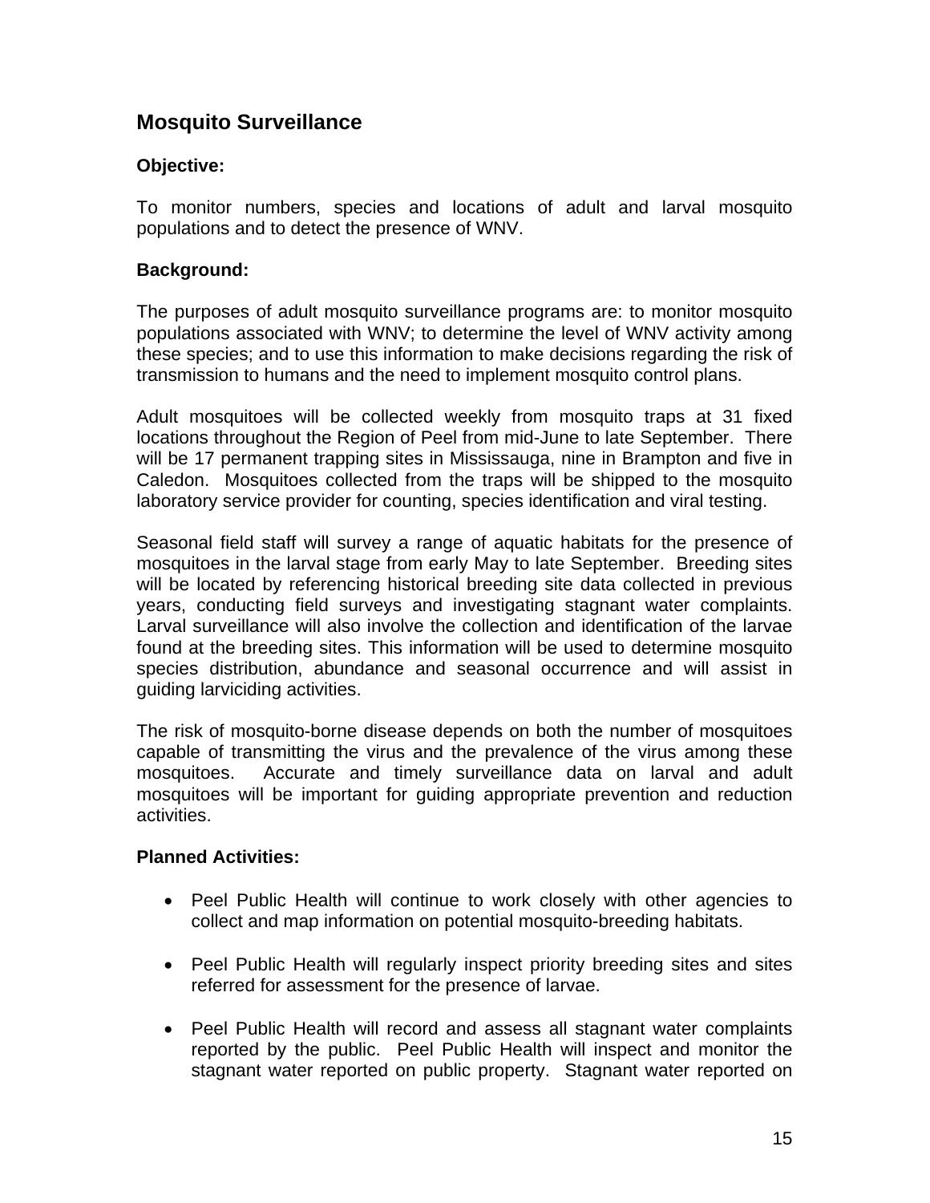## Mosquito Surveillance

### Objective:

To monitor numbers, species and locations of adult and larval mosquito populations and to detect the presence of WNV.

### Background:

The purposes of adult mosquito surveillance programs are: to monitor mosquito populations associated with WNV; to determine the level of WNV activity among these species; and to use this information to make decisions regarding the risk of transmission to humans and the need to implement mosquito control plans.

Adult mosquitoes will be collected weekly from mosquito traps at 31 fixed locations throughout the Region of Peel from mid-June to late September. There will be 17 permanent trapping sites in Mississauga, nine in Brampton and five in Caledon. Mosquitoes collected from the traps will be shipped to the mosquito laboratory service provider for counting, species identification and viral testing.

Seasonal field staff will survey a range of aquatic habitats for the presence of mosquitoes in the larval stage from early May to late September. Breeding sites will be located by referencing historical breeding site data collected in previous years, conducting field surveys and investigating stagnant water complaints. Larval surveillance will also involve the collection and identification of the larvae found at the breeding sites. This information will be used to determine mosquito species distribution, abundance and seasonal occurrence and will assist in guiding larviciding activities.

The risk of mosquito-borne disease depends on both the number of mosquitoes capable of transmitting the virus and the prevalence of the virus among these mosquitoes. Accurate and timely surveillance data on larval and adult mosquitoes will be important for guiding appropriate prevention and reduction activities.

### Planned Activities:

- Peel Public Health will continue to work closely with other agencies to collect and map information on potential mosquito-breeding habitats.

- Peel Public Health will regularly inspect priority breeding sites and sites referred for assessment for the presence of larvae.

- Peel Public Health will record and assess all stagnant water complaints reported by the public. Peel Public Health will inspect and monitor the stagnant water reported on public property. Stagnant water reported on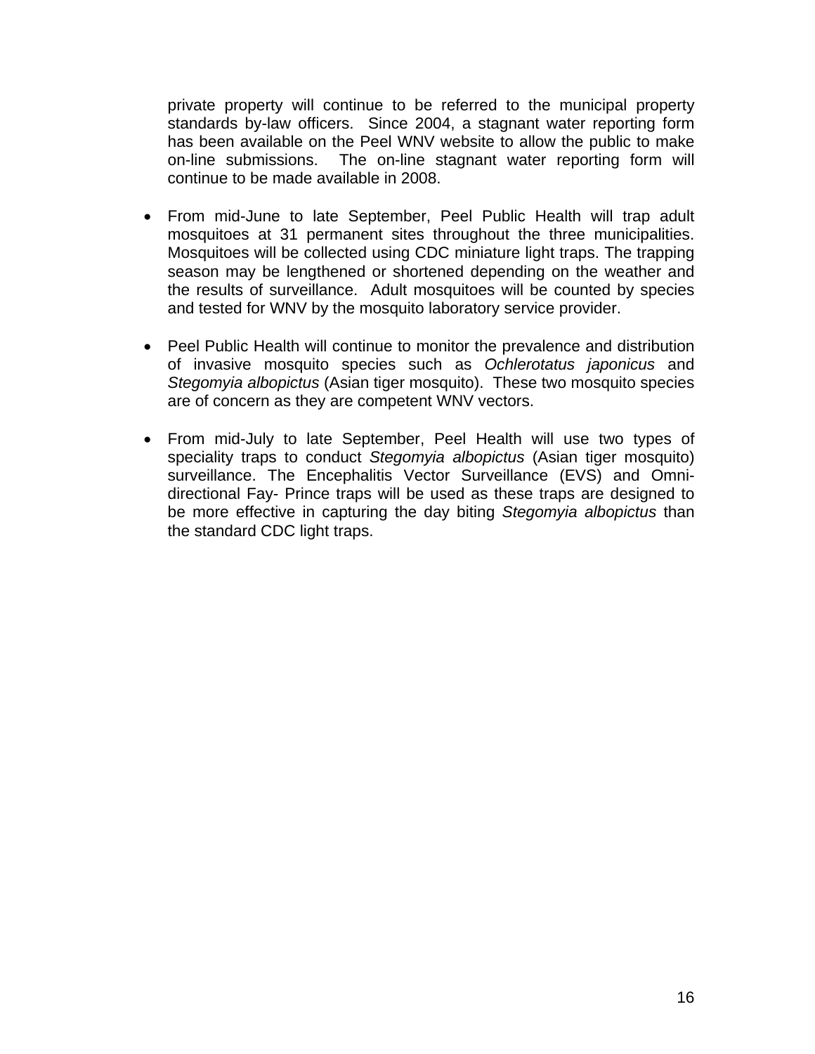private property will continue to be referred to the municipal property standards by-law officers. Since 2004, a stagnant water reporting form has been available on the Peel WNV website to allow the public to make on-line submissions. The on-line stagnant water reporting form will continue to be made available in 2008.

- From mid-June to late September, Peel Public Health will trap adult mosquitoes at 31 permanent sites throughout the three municipalities. Mosquitoes will be collected using CDC miniature light traps. The trapping season may be lengthened or shortened depending on the weather and the results of surveillance. Adult mosquitoes will be counted by species and tested for WNV by the mosquito laboratory service provider.

- Peel Public Health will continue to monitor the prevalence and distribution of invasive mosquito species such as *Ochlerotatus japonicus* and *Stegomyia albopictus* (Asian tiger mosquito). These two mosquito species are of concern as they are competent WNV vectors.

- From mid-July to late September, Peel Health will use two types of speciality traps to conduct *Stegomyia albopictus* (Asian tiger mosquito) surveillance. The Encephalitis Vector Surveillance (EVS) and Omni-directional Fay- Prince traps will be used as these traps are designed to be more effective in capturing the day biting *Stegomyia albopictus* than the standard CDC light traps.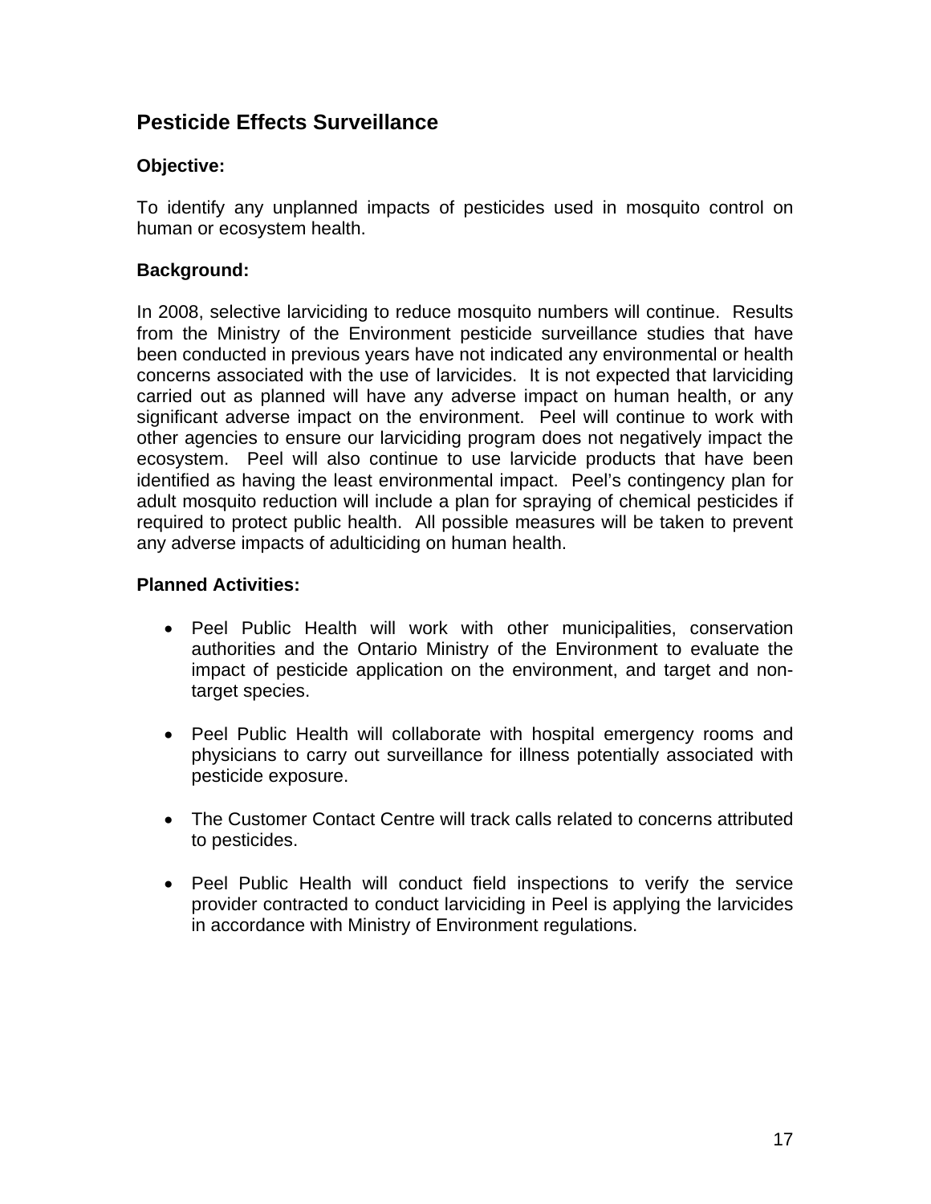## Pesticide Effects Surveillance

### Objective:

To identify any unplanned impacts of pesticides used in mosquito control on human or ecosystem health.

### Background:

In 2008, selective larviciding to reduce mosquito numbers will continue. Results from the Ministry of the Environment pesticide surveillance studies that have been conducted in previous years have not indicated any environmental or health concerns associated with the use of larvicides. It is not expected that larviciding carried out as planned will have any adverse impact on human health, or any significant adverse impact on the environment. Peel will continue to work with other agencies to ensure our larviciding program does not negatively impact the ecosystem. Peel will also continue to use larvicide products that have been identified as having the least environmental impact. Peel's contingency plan for adult mosquito reduction will include a plan for spraying of chemical pesticides if required to protect public health. All possible measures will be taken to prevent any adverse impacts of adulticiding on human health.

### Planned Activities:

- Peel Public Health will work with other municipalities, conservation authorities and the Ontario Ministry of the Environment to evaluate the impact of pesticide application on the environment, and target and non-target species.
- Peel Public Health will collaborate with hospital emergency rooms and physicians to carry out surveillance for illness potentially associated with pesticide exposure.
- The Customer Contact Centre will track calls related to concerns attributed to pesticides.
- Peel Public Health will conduct field inspections to verify the service provider contracted to conduct larviciding in Peel is applying the larvicides in accordance with Ministry of Environment regulations.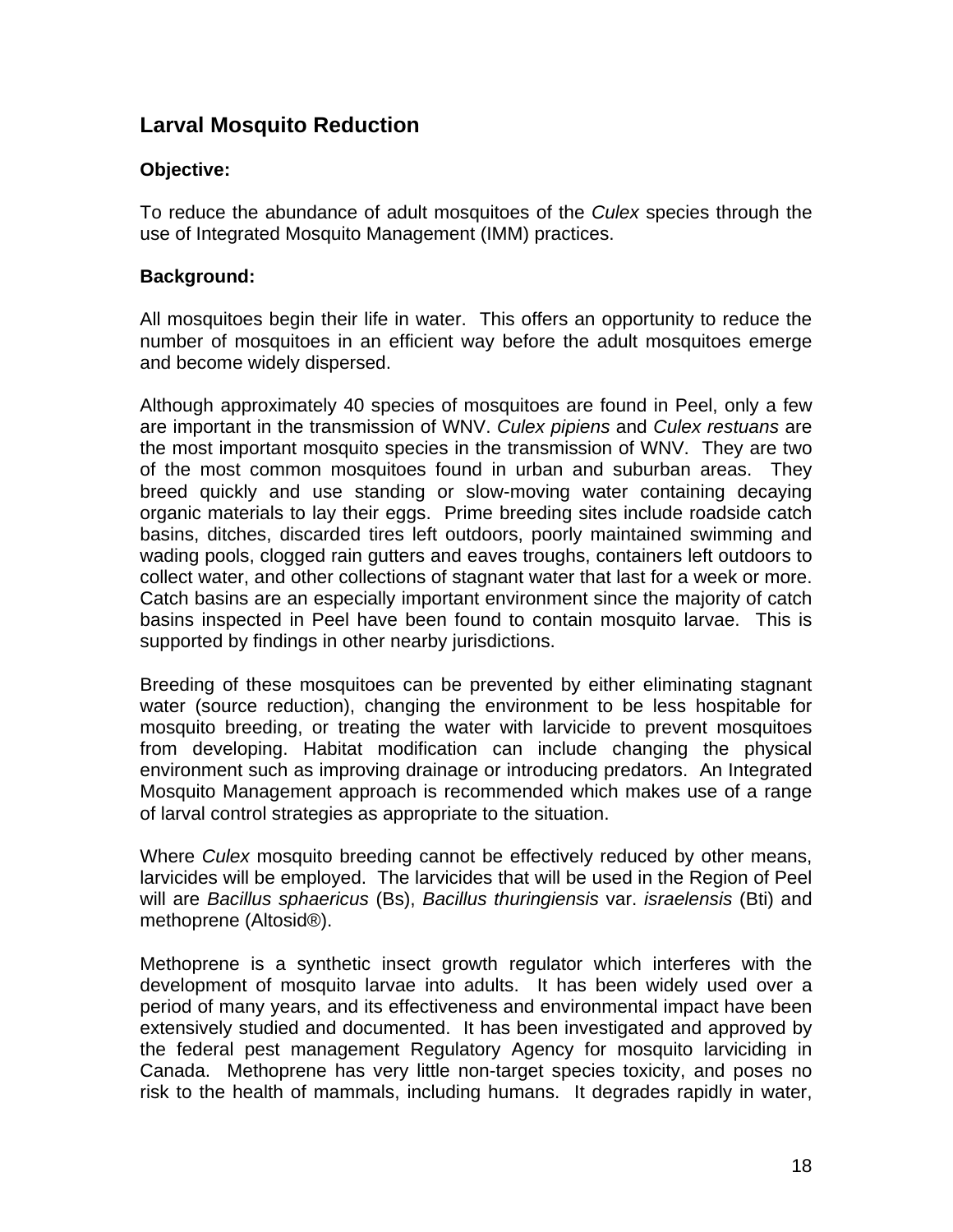## Larval Mosquito Reduction

### Objective:

To reduce the abundance of adult mosquitoes of the *Culex* species through the use of Integrated Mosquito Management (IMM) practices.

### Background:

All mosquitoes begin their life in water. This offers an opportunity to reduce the number of mosquitoes in an efficient way before the adult mosquitoes emerge and become widely dispersed.

Although approximately 40 species of mosquitoes are found in Peel, only a few are important in the transmission of WNV. *Culex pipiens* and *Culex restuans* are the most important mosquito species in the transmission of WNV. They are two of the most common mosquitoes found in urban and suburban areas. They breed quickly and use standing or slow-moving water containing decaying organic materials to lay their eggs. Prime breeding sites include roadside catch basins, ditches, discarded tires left outdoors, poorly maintained swimming and wading pools, clogged rain gutters and eaves troughs, containers left outdoors to collect water, and other collections of stagnant water that last for a week or more. Catch basins are an especially important environment since the majority of catch basins inspected in Peel have been found to contain mosquito larvae. This is supported by findings in other nearby jurisdictions.

Breeding of these mosquitoes can be prevented by either eliminating stagnant water (source reduction), changing the environment to be less hospitable for mosquito breeding, or treating the water with larvicide to prevent mosquitoes from developing. Habitat modification can include changing the physical environment such as improving drainage or introducing predators. An Integrated Mosquito Management approach is recommended which makes use of a range of larval control strategies as appropriate to the situation.

Where *Culex* mosquito breeding cannot be effectively reduced by other means, larvicides will be employed. The larvicides that will be used in the Region of Peel will are *Bacillus sphaericus* (Bs), *Bacillus thuringiensis* var. *israelensis* (Bti) and methoprene (Altosid®).

Methoprene is a synthetic insect growth regulator which interferes with the development of mosquito larvae into adults. It has been widely used over a period of many years, and its effectiveness and environmental impact have been extensively studied and documented. It has been investigated and approved by the federal pest management Regulatory Agency for mosquito larviciding in Canada. Methoprene has very little non-target species toxicity, and poses no risk to the health of mammals, including humans. It degrades rapidly in water,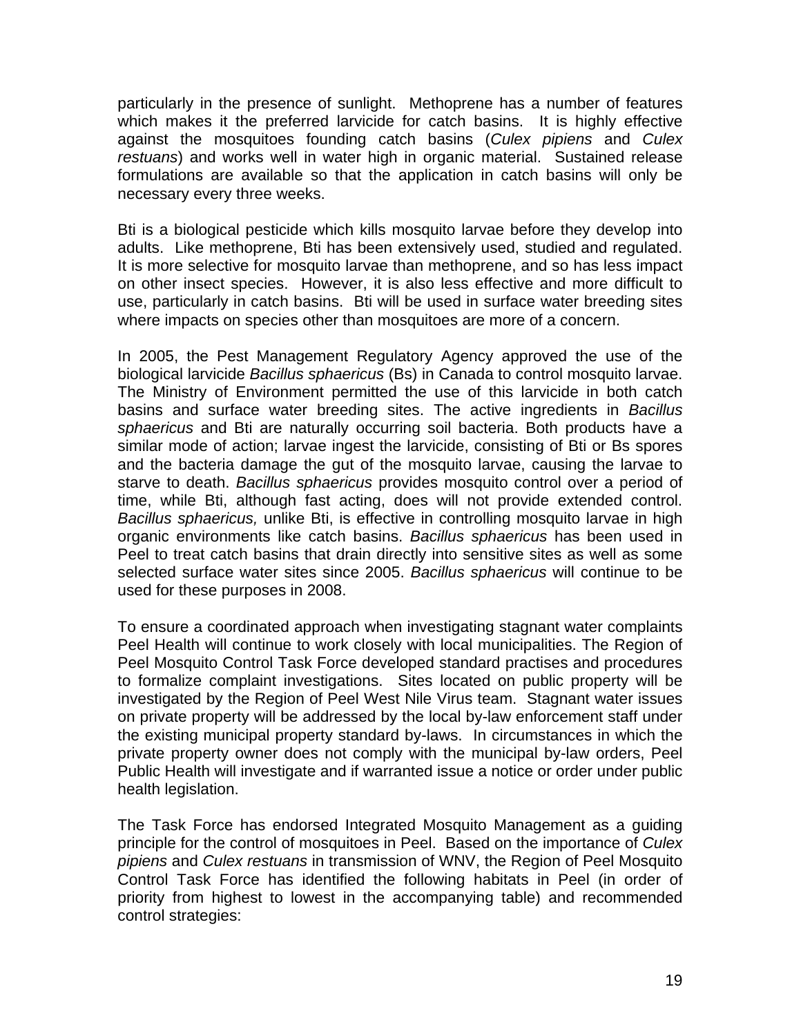particularly in the presence of sunlight. Methoprene has a number of features which makes it the preferred larvicide for catch basins. It is highly effective against the mosquitoes founding catch basins (*Culex pipiens* and *Culex restuans*) and works well in water high in organic material. Sustained release formulations are available so that the application in catch basins will only be necessary every three weeks.

Bti is a biological pesticide which kills mosquito larvae before they develop into adults. Like methoprene, Bti has been extensively used, studied and regulated. It is more selective for mosquito larvae than methoprene, and so has less impact on other insect species. However, it is also less effective and more difficult to use, particularly in catch basins. Bti will be used in surface water breeding sites where impacts on species other than mosquitoes are more of a concern.

In 2005, the Pest Management Regulatory Agency approved the use of the biological larvicide *Bacillus sphaericus* (Bs) in Canada to control mosquito larvae. The Ministry of Environment permitted the use of this larvicide in both catch basins and surface water breeding sites. The active ingredients in *Bacillus sphaericus* and Bti are naturally occurring soil bacteria. Both products have a similar mode of action; larvae ingest the larvicide, consisting of Bti or Bs spores and the bacteria damage the gut of the mosquito larvae, causing the larvae to starve to death. *Bacillus sphaericus* provides mosquito control over a period of time, while Bti, although fast acting, does will not provide extended control. *Bacillus sphaericus,* unlike Bti, is effective in controlling mosquito larvae in high organic environments like catch basins. *Bacillus sphaericus* has been used in Peel to treat catch basins that drain directly into sensitive sites as well as some selected surface water sites since 2005. *Bacillus sphaericus* will continue to be used for these purposes in 2008.

To ensure a coordinated approach when investigating stagnant water complaints Peel Health will continue to work closely with local municipalities. The Region of Peel Mosquito Control Task Force developed standard practises and procedures to formalize complaint investigations. Sites located on public property will be investigated by the Region of Peel West Nile Virus team. Stagnant water issues on private property will be addressed by the local by-law enforcement staff under the existing municipal property standard by-laws. In circumstances in which the private property owner does not comply with the municipal by-law orders, Peel Public Health will investigate and if warranted issue a notice or order under public health legislation.

The Task Force has endorsed Integrated Mosquito Management as a guiding principle for the control of mosquitoes in Peel. Based on the importance of *Culex pipiens* and *Culex restuans* in transmission of WNV, the Region of Peel Mosquito Control Task Force has identified the following habitats in Peel (in order of priority from highest to lowest in the accompanying table) and recommended control strategies: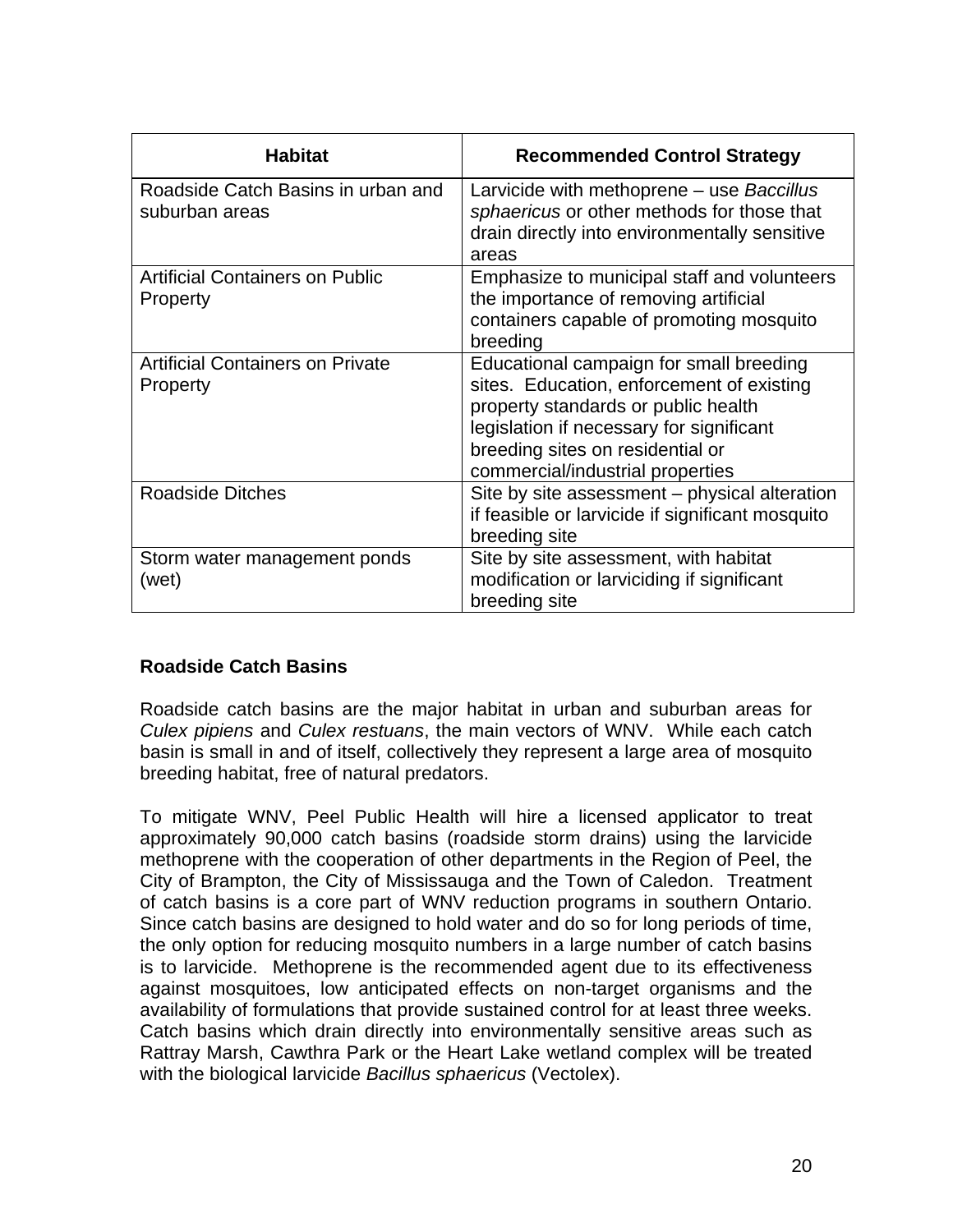| Habitat | Recommended Control Strategy |
| --- | --- |
| Roadside Catch Basins in urban and suburban areas | Larvicide with methoprene – use *Baccillus sphaericus* or other methods for those that drain directly into environmentally sensitive areas |
| Artificial Containers on Public Property | Emphasize to municipal staff and volunteers the importance of removing artificial containers capable of promoting mosquito breeding |
| Artificial Containers on Private Property | Educational campaign for small breeding sites. Education, enforcement of existing property standards or public health legislation if necessary for significant breeding sites on residential or commercial/industrial properties |
| Roadside Ditches | Site by site assessment – physical alteration if feasible or larvicide if significant mosquito breeding site |
| Storm water management ponds (wet) | Site by site assessment, with habitat modification or larviciding if significant breeding site |

**Roadside Catch Basins**

Roadside catch basins are the major habitat in urban and suburban areas for *Culex pipiens* and *Culex restuans*, the main vectors of WNV. While each catch basin is small in and of itself, collectively they represent a large area of mosquito breeding habitat, free of natural predators.

To mitigate WNV, Peel Public Health will hire a licensed applicator to treat approximately 90,000 catch basins (roadside storm drains) using the larvicide methoprene with the cooperation of other departments in the Region of Peel, the City of Brampton, the City of Mississauga and the Town of Caledon. Treatment of catch basins is a core part of WNV reduction programs in southern Ontario. Since catch basins are designed to hold water and do so for long periods of time, the only option for reducing mosquito numbers in a large number of catch basins is to larvicide. Methoprene is the recommended agent due to its effectiveness against mosquitoes, low anticipated effects on non-target organisms and the availability of formulations that provide sustained control for at least three weeks. Catch basins which drain directly into environmentally sensitive areas such as Rattray Marsh, Cawthra Park or the Heart Lake wetland complex will be treated with the biological larvicide *Bacillus sphaericus* (Vectolex).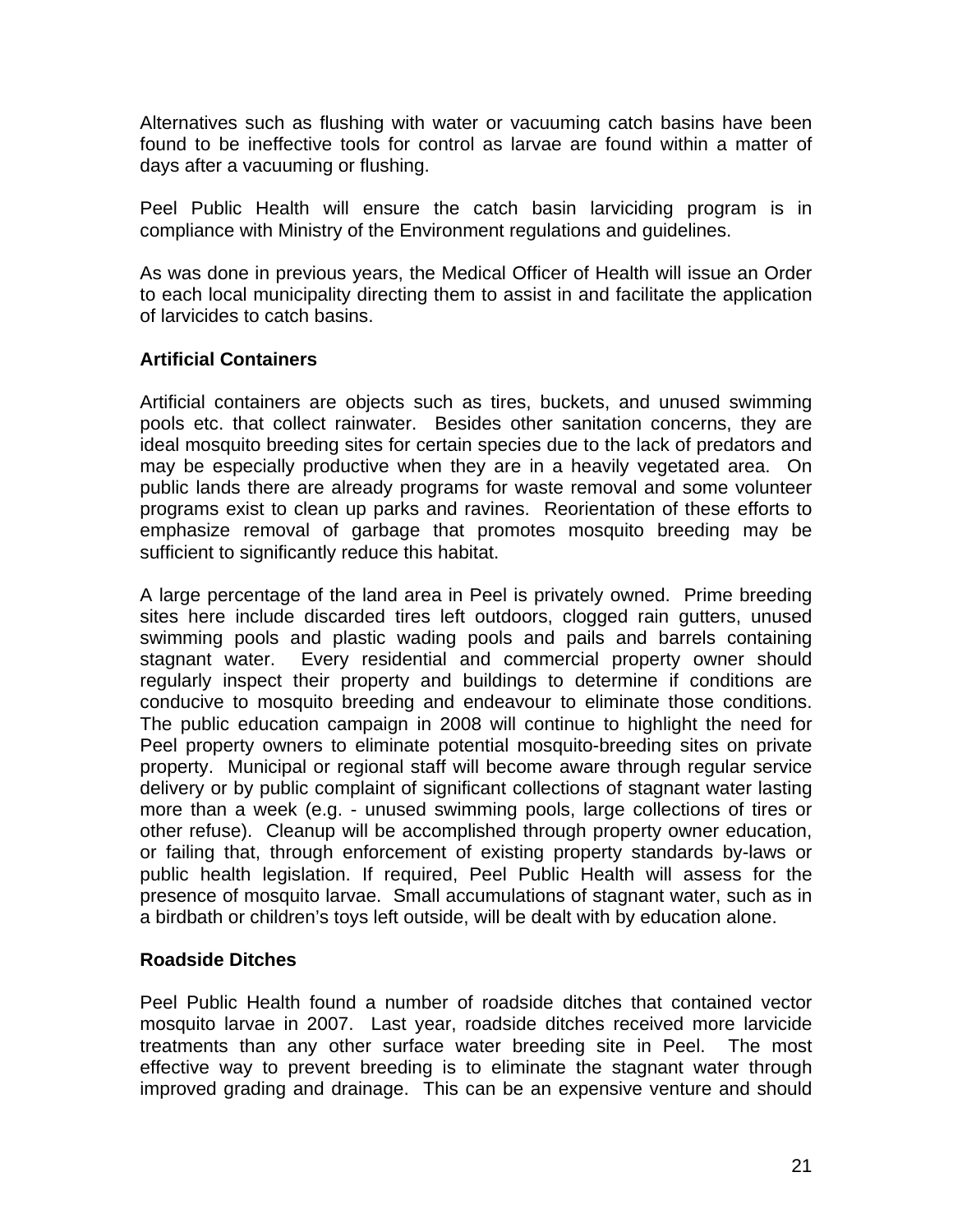Alternatives such as flushing with water or vacuuming catch basins have been found to be ineffective tools for control as larvae are found within a matter of days after a vacuuming or flushing.

Peel Public Health will ensure the catch basin larviciding program is in compliance with Ministry of the Environment regulations and guidelines.

As was done in previous years, the Medical Officer of Health will issue an Order to each local municipality directing them to assist in and facilitate the application of larvicides to catch basins.

**Artificial Containers**

Artificial containers are objects such as tires, buckets, and unused swimming pools etc. that collect rainwater. Besides other sanitation concerns, they are ideal mosquito breeding sites for certain species due to the lack of predators and may be especially productive when they are in a heavily vegetated area. On public lands there are already programs for waste removal and some volunteer programs exist to clean up parks and ravines. Reorientation of these efforts to emphasize removal of garbage that promotes mosquito breeding may be sufficient to significantly reduce this habitat.

A large percentage of the land area in Peel is privately owned. Prime breeding sites here include discarded tires left outdoors, clogged rain gutters, unused swimming pools and plastic wading pools and pails and barrels containing stagnant water. Every residential and commercial property owner should regularly inspect their property and buildings to determine if conditions are conducive to mosquito breeding and endeavour to eliminate those conditions. The public education campaign in 2008 will continue to highlight the need for Peel property owners to eliminate potential mosquito-breeding sites on private property. Municipal or regional staff will become aware through regular service delivery or by public complaint of significant collections of stagnant water lasting more than a week (e.g. - unused swimming pools, large collections of tires or other refuse). Cleanup will be accomplished through property owner education, or failing that, through enforcement of existing property standards by-laws or public health legislation. If required, Peel Public Health will assess for the presence of mosquito larvae. Small accumulations of stagnant water, such as in a birdbath or children's toys left outside, will be dealt with by education alone.

**Roadside Ditches**

Peel Public Health found a number of roadside ditches that contained vector mosquito larvae in 2007. Last year, roadside ditches received more larvicide treatments than any other surface water breeding site in Peel. The most effective way to prevent breeding is to eliminate the stagnant water through improved grading and drainage. This can be an expensive venture and should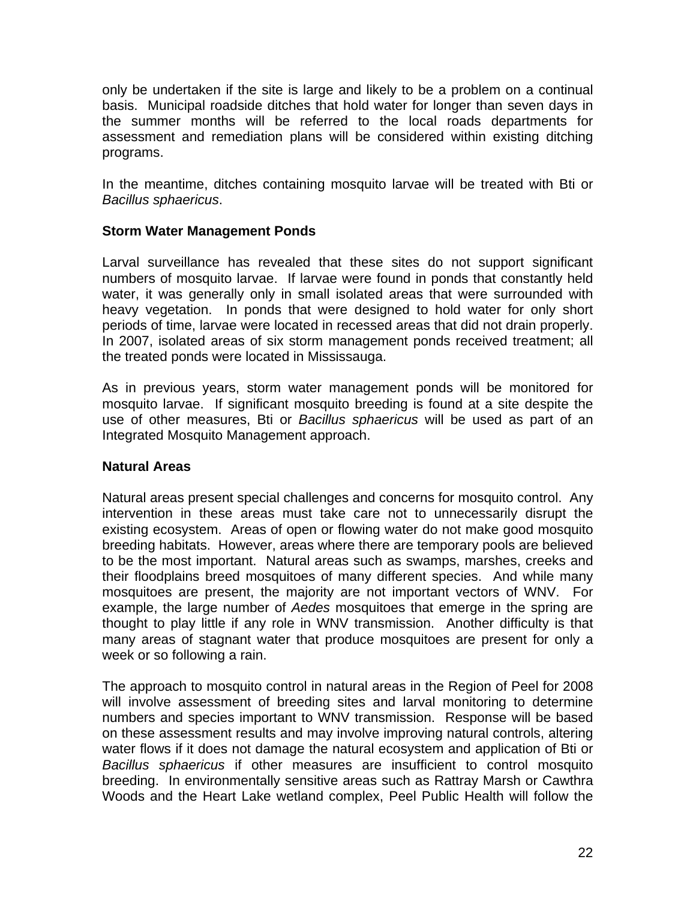only be undertaken if the site is large and likely to be a problem on a continual basis. Municipal roadside ditches that hold water for longer than seven days in the summer months will be referred to the local roads departments for assessment and remediation plans will be considered within existing ditching programs.

In the meantime, ditches containing mosquito larvae will be treated with Bti or *Bacillus sphaericus*.

### Storm Water Management Ponds

Larval surveillance has revealed that these sites do not support significant numbers of mosquito larvae. If larvae were found in ponds that constantly held water, it was generally only in small isolated areas that were surrounded with heavy vegetation. In ponds that were designed to hold water for only short periods of time, larvae were located in recessed areas that did not drain properly. In 2007, isolated areas of six storm management ponds received treatment; all the treated ponds were located in Mississauga.

As in previous years, storm water management ponds will be monitored for mosquito larvae. If significant mosquito breeding is found at a site despite the use of other measures, Bti or *Bacillus sphaericus* will be used as part of an Integrated Mosquito Management approach.

### Natural Areas

Natural areas present special challenges and concerns for mosquito control. Any intervention in these areas must take care not to unnecessarily disrupt the existing ecosystem. Areas of open or flowing water do not make good mosquito breeding habitats. However, areas where there are temporary pools are believed to be the most important. Natural areas such as swamps, marshes, creeks and their floodplains breed mosquitoes of many different species. And while many mosquitoes are present, the majority are not important vectors of WNV. For example, the large number of *Aedes* mosquitoes that emerge in the spring are thought to play little if any role in WNV transmission. Another difficulty is that many areas of stagnant water that produce mosquitoes are present for only a week or so following a rain.

The approach to mosquito control in natural areas in the Region of Peel for 2008 will involve assessment of breeding sites and larval monitoring to determine numbers and species important to WNV transmission. Response will be based on these assessment results and may involve improving natural controls, altering water flows if it does not damage the natural ecosystem and application of Bti or *Bacillus sphaericus* if other measures are insufficient to control mosquito breeding. In environmentally sensitive areas such as Rattray Marsh or Cawthra Woods and the Heart Lake wetland complex, Peel Public Health will follow the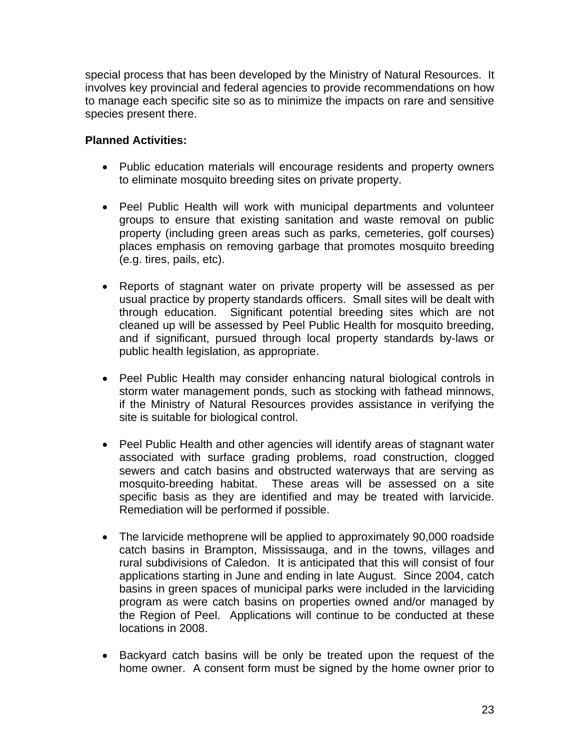special process that has been developed by the Ministry of Natural Resources. It involves key provincial and federal agencies to provide recommendations on how to manage each specific site so as to minimize the impacts on rare and sensitive species present there.

**Planned Activities:**

- Public education materials will encourage residents and property owners to eliminate mosquito breeding sites on private property.

- Peel Public Health will work with municipal departments and volunteer groups to ensure that existing sanitation and waste removal on public property (including green areas such as parks, cemeteries, golf courses) places emphasis on removing garbage that promotes mosquito breeding (e.g. tires, pails, etc).

- Reports of stagnant water on private property will be assessed as per usual practice by property standards officers. Small sites will be dealt with through education. Significant potential breeding sites which are not cleaned up will be assessed by Peel Public Health for mosquito breeding, and if significant, pursued through local property standards by-laws or public health legislation, as appropriate.

- Peel Public Health may consider enhancing natural biological controls in storm water management ponds, such as stocking with fathead minnows, if the Ministry of Natural Resources provides assistance in verifying the site is suitable for biological control.

- Peel Public Health and other agencies will identify areas of stagnant water associated with surface grading problems, road construction, clogged sewers and catch basins and obstructed waterways that are serving as mosquito-breeding habitat. These areas will be assessed on a site specific basis as they are identified and may be treated with larvicide. Remediation will be performed if possible.

- The larvicide methoprene will be applied to approximately 90,000 roadside catch basins in Brampton, Mississauga, and in the towns, villages and rural subdivisions of Caledon. It is anticipated that this will consist of four applications starting in June and ending in late August. Since 2004, catch basins in green spaces of municipal parks were included in the larviciding program as were catch basins on properties owned and/or managed by the Region of Peel. Applications will continue to be conducted at these locations in 2008.

- Backyard catch basins will be only be treated upon the request of the home owner. A consent form must be signed by the home owner prior to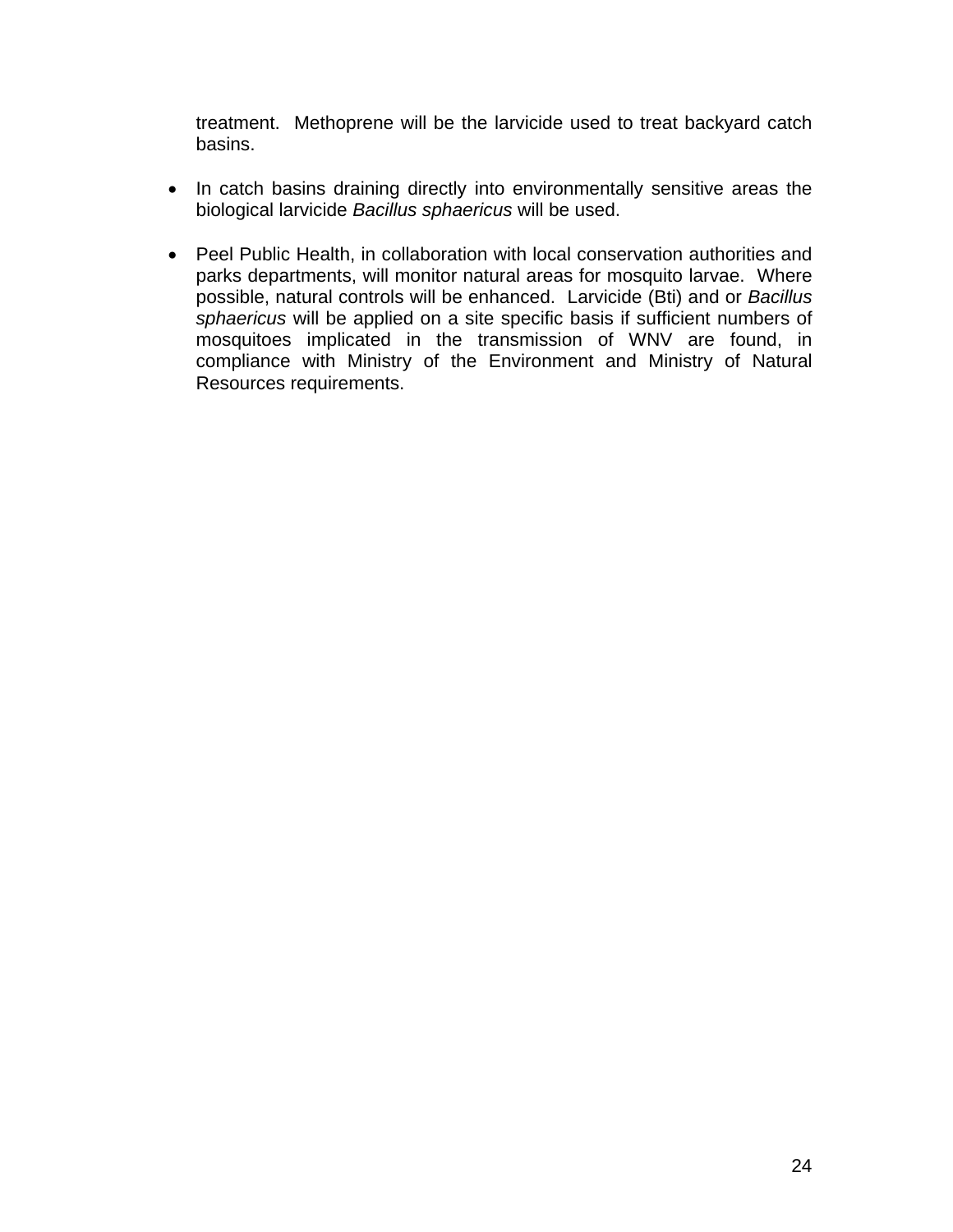treatment. Methoprene will be the larvicide used to treat backyard catch basins.

- In catch basins draining directly into environmentally sensitive areas the biological larvicide *Bacillus sphaericus* will be used.

- Peel Public Health, in collaboration with local conservation authorities and parks departments, will monitor natural areas for mosquito larvae. Where possible, natural controls will be enhanced. Larvicide (Bti) and or *Bacillus sphaericus* will be applied on a site specific basis if sufficient numbers of mosquitoes implicated in the transmission of WNV are found, in compliance with Ministry of the Environment and Ministry of Natural Resources requirements.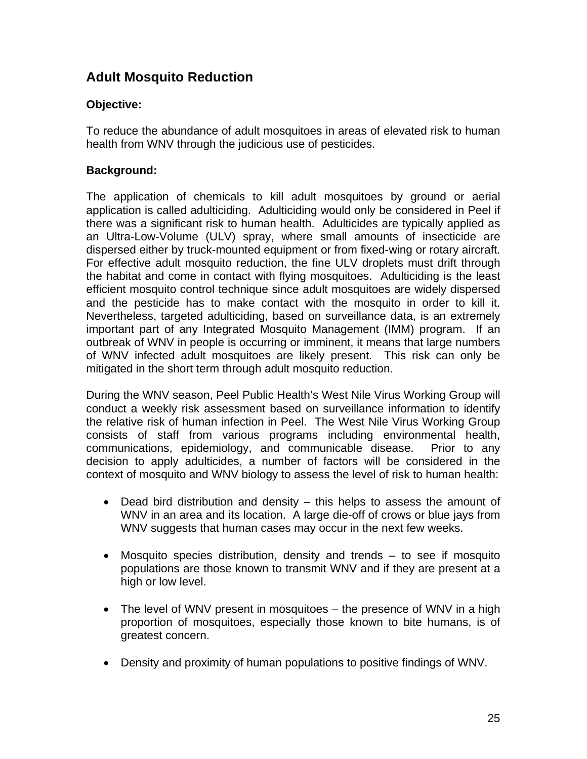## Adult Mosquito Reduction

### Objective:

To reduce the abundance of adult mosquitoes in areas of elevated risk to human health from WNV through the judicious use of pesticides.

### Background:

The application of chemicals to kill adult mosquitoes by ground or aerial application is called adulticiding. Adulticiding would only be considered in Peel if there was a significant risk to human health. Adulticides are typically applied as an Ultra-Low-Volume (ULV) spray, where small amounts of insecticide are dispersed either by truck-mounted equipment or from fixed-wing or rotary aircraft. For effective adult mosquito reduction, the fine ULV droplets must drift through the habitat and come in contact with flying mosquitoes. Adulticiding is the least efficient mosquito control technique since adult mosquitoes are widely dispersed and the pesticide has to make contact with the mosquito in order to kill it. Nevertheless, targeted adulticiding, based on surveillance data, is an extremely important part of any Integrated Mosquito Management (IMM) program. If an outbreak of WNV in people is occurring or imminent, it means that large numbers of WNV infected adult mosquitoes are likely present. This risk can only be mitigated in the short term through adult mosquito reduction.

During the WNV season, Peel Public Health's West Nile Virus Working Group will conduct a weekly risk assessment based on surveillance information to identify the relative risk of human infection in Peel. The West Nile Virus Working Group consists of staff from various programs including environmental health, communications, epidemiology, and communicable disease. Prior to any decision to apply adulticides, a number of factors will be considered in the context of mosquito and WNV biology to assess the level of risk to human health:

- Dead bird distribution and density – this helps to assess the amount of WNV in an area and its location. A large die-off of crows or blue jays from WNV suggests that human cases may occur in the next few weeks.
- Mosquito species distribution, density and trends – to see if mosquito populations are those known to transmit WNV and if they are present at a high or low level.
- The level of WNV present in mosquitoes – the presence of WNV in a high proportion of mosquitoes, especially those known to bite humans, is of greatest concern.
- Density and proximity of human populations to positive findings of WNV.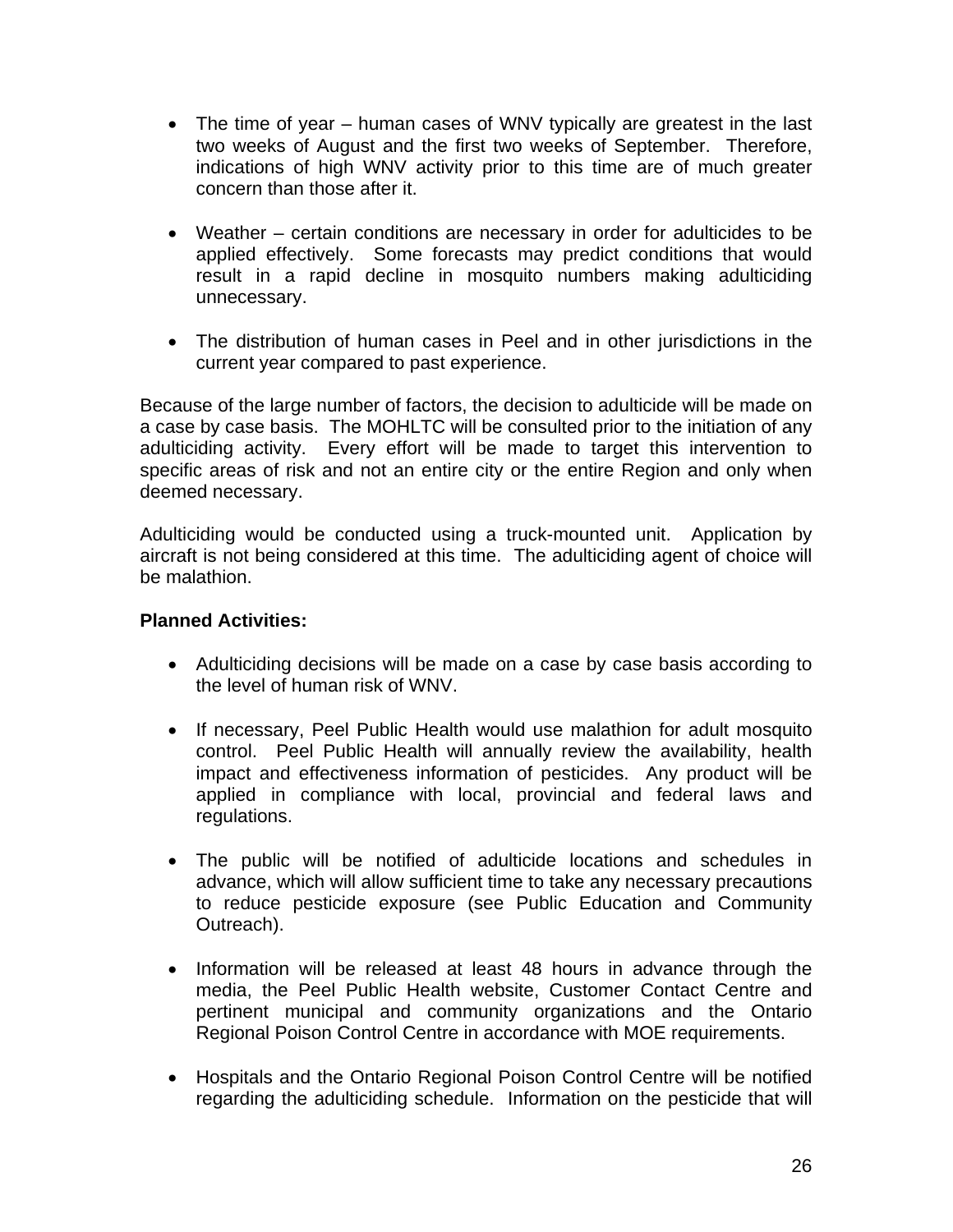- The time of year – human cases of WNV typically are greatest in the last two weeks of August and the first two weeks of September. Therefore, indications of high WNV activity prior to this time are of much greater concern than those after it.

- Weather – certain conditions are necessary in order for adulticides to be applied effectively. Some forecasts may predict conditions that would result in a rapid decline in mosquito numbers making adulticiding unnecessary.

- The distribution of human cases in Peel and in other jurisdictions in the current year compared to past experience.

Because of the large number of factors, the decision to adulticide will be made on a case by case basis. The MOHLTC will be consulted prior to the initiation of any adulticiding activity. Every effort will be made to target this intervention to specific areas of risk and not an entire city or the entire Region and only when deemed necessary.

Adulticiding would be conducted using a truck-mounted unit. Application by aircraft is not being considered at this time. The adulticiding agent of choice will be malathion.

**Planned Activities:**

- Adulticiding decisions will be made on a case by case basis according to the level of human risk of WNV.

- If necessary, Peel Public Health would use malathion for adult mosquito control. Peel Public Health will annually review the availability, health impact and effectiveness information of pesticides. Any product will be applied in compliance with local, provincial and federal laws and regulations.

- The public will be notified of adulticide locations and schedules in advance, which will allow sufficient time to take any necessary precautions to reduce pesticide exposure (see Public Education and Community Outreach).

- Information will be released at least 48 hours in advance through the media, the Peel Public Health website, Customer Contact Centre and pertinent municipal and community organizations and the Ontario Regional Poison Control Centre in accordance with MOE requirements.

- Hospitals and the Ontario Regional Poison Control Centre will be notified regarding the adulticiding schedule. Information on the pesticide that will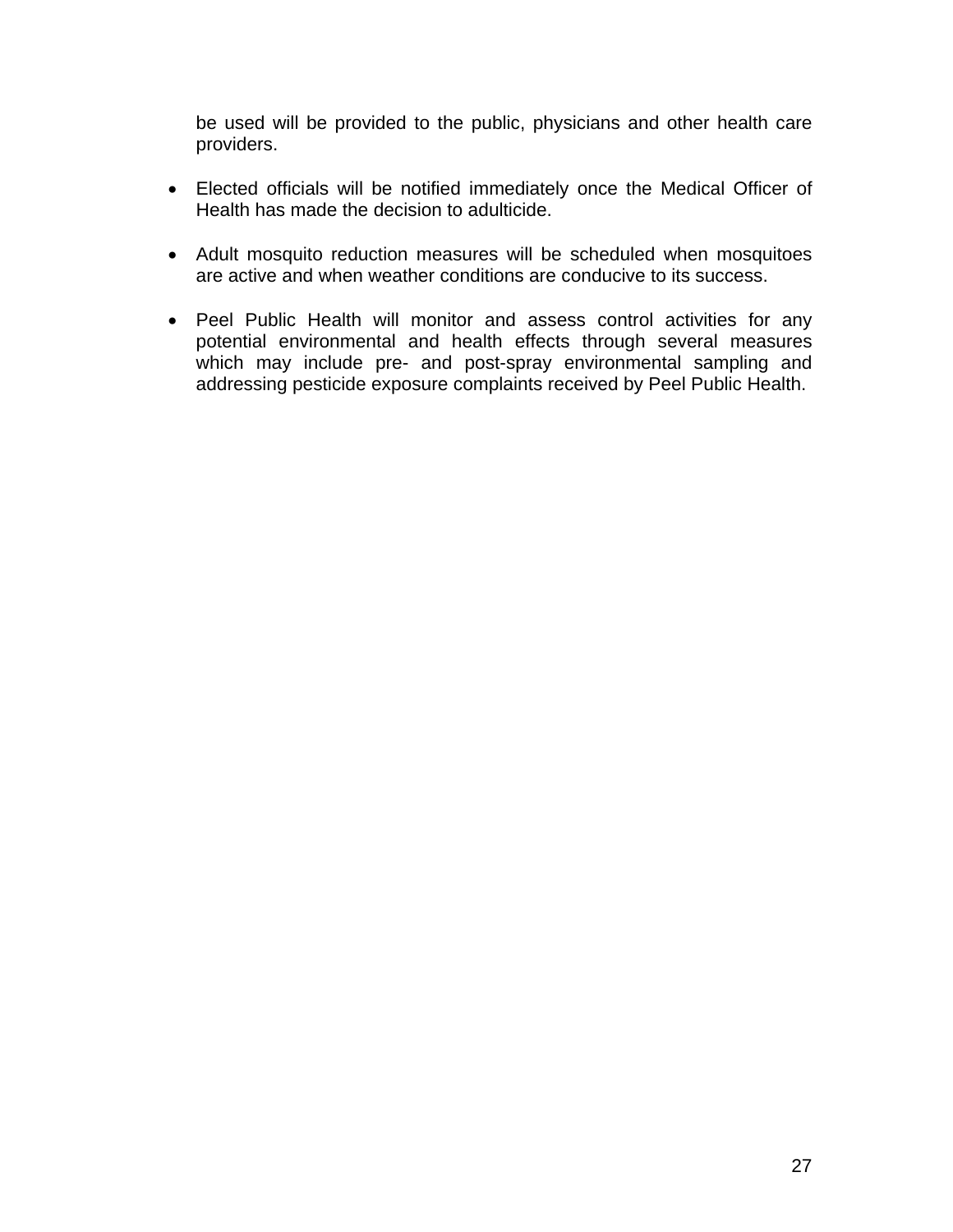be used will be provided to the public, physicians and other health care providers.

- Elected officials will be notified immediately once the Medical Officer of Health has made the decision to adulticide.

- Adult mosquito reduction measures will be scheduled when mosquitoes are active and when weather conditions are conducive to its success.

- Peel Public Health will monitor and assess control activities for any potential environmental and health effects through several measures which may include pre- and post-spray environmental sampling and addressing pesticide exposure complaints received by Peel Public Health.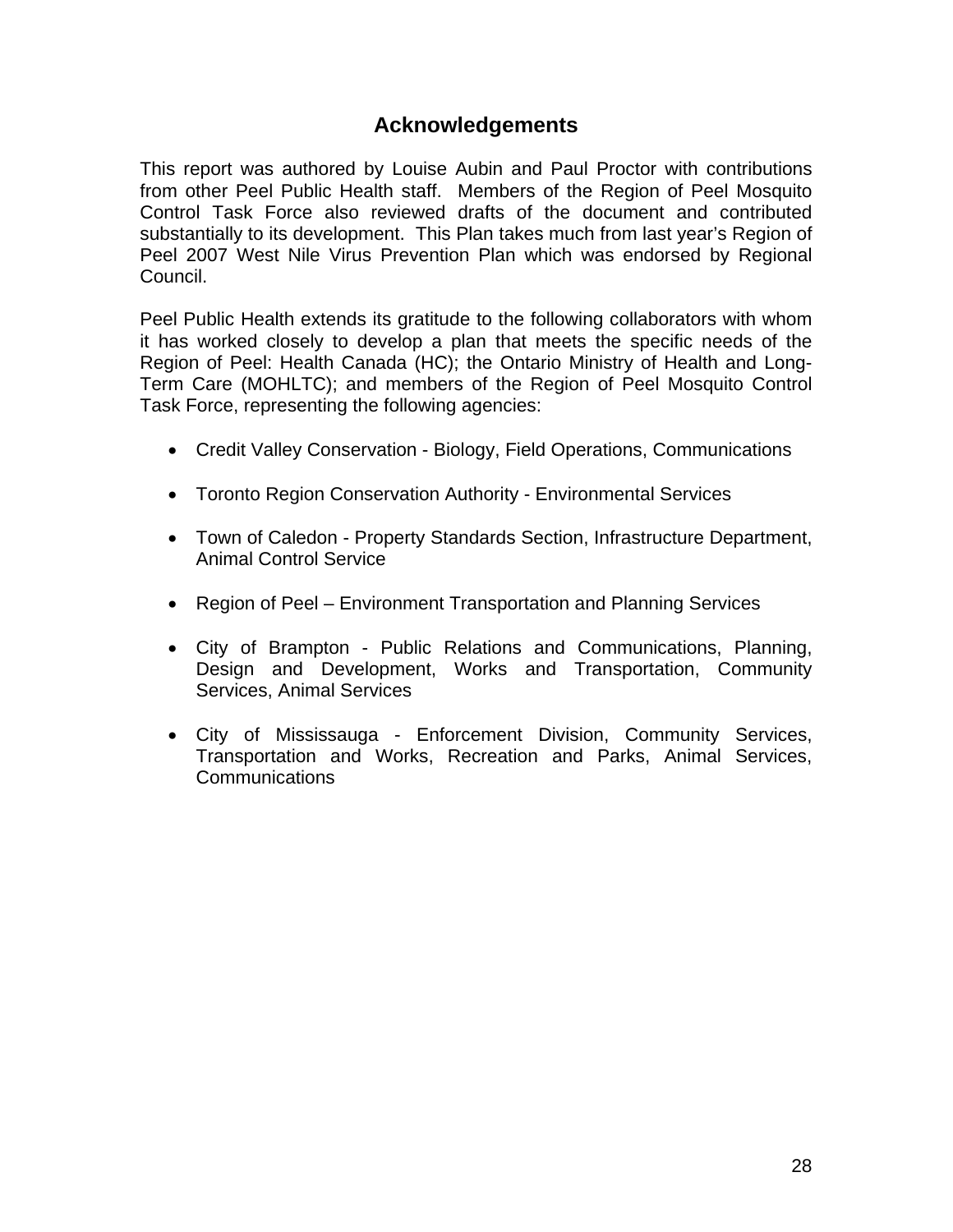## Acknowledgements

This report was authored by Louise Aubin and Paul Proctor with contributions from other Peel Public Health staff. Members of the Region of Peel Mosquito Control Task Force also reviewed drafts of the document and contributed substantially to its development. This Plan takes much from last year's Region of Peel 2007 West Nile Virus Prevention Plan which was endorsed by Regional Council.

Peel Public Health extends its gratitude to the following collaborators with whom it has worked closely to develop a plan that meets the specific needs of the Region of Peel: Health Canada (HC); the Ontario Ministry of Health and Long-Term Care (MOHLTC); and members of the Region of Peel Mosquito Control Task Force, representing the following agencies:

- Credit Valley Conservation - Biology, Field Operations, Communications
- Toronto Region Conservation Authority - Environmental Services
- Town of Caledon - Property Standards Section, Infrastructure Department, Animal Control Service
- Region of Peel – Environment Transportation and Planning Services
- City of Brampton - Public Relations and Communications, Planning, Design and Development, Works and Transportation, Community Services, Animal Services
- City of Mississauga - Enforcement Division, Community Services, Transportation and Works, Recreation and Parks, Animal Services, Communications